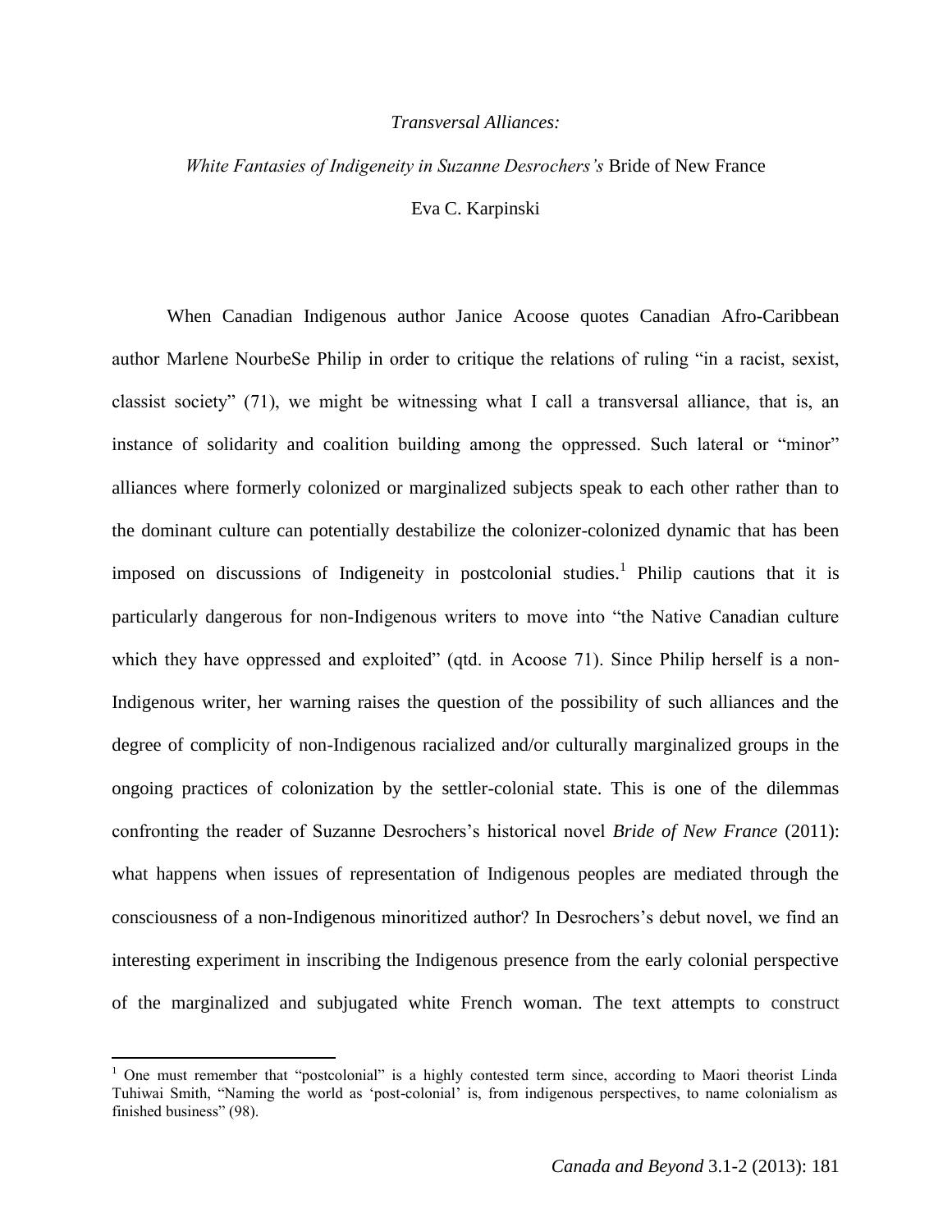# *Transversal Alliances:*

## *White Fantasies of Indigeneity in Suzanne Desrochers's* Bride of New France

Eva C. Karpinski

When Canadian Indigenous author Janice Acoose quotes Canadian Afro-Caribbean author Marlene NourbeSe Philip in order to critique the relations of ruling "in a racist, sexist, classist society" (71), we might be witnessing what I call a transversal alliance, that is, an instance of solidarity and coalition building among the oppressed. Such lateral or "minor" alliances where formerly colonized or marginalized subjects speak to each other rather than to the dominant culture can potentially destabilize the colonizer-colonized dynamic that has been imposed on discussions of Indigeneity in postcolonial studies.[1] Philip cautions that it is particularly dangerous for non-Indigenous writers to move into "the Native Canadian culture which they have oppressed and exploited" (qtd. in Acoose 71). Since Philip herself is a non-Indigenous writer, her warning raises the question of the possibility of such alliances and the degree of complicity of non-Indigenous racialized and/or culturally marginalized groups in the ongoing practices of colonization by the settler-colonial state. This is one of the dilemmas confronting the reader of Suzanne Desrochers's historical novel *Bride of New France* (2011): what happens when issues of representation of Indigenous peoples are mediated through the consciousness of a non-Indigenous minoritized author? In Desrochers's debut novel, we find an interesting experiment in inscribing the Indigenous presence from the early colonial perspective of the marginalized and subjugated white French woman. The text attempts to construct

[1] One must remember that "postcolonial" is a highly contested term since, according to Maori theorist Linda Tuhiwai Smith, "Naming the world as 'post-colonial' is, from indigenous perspectives, to name colonialism as finished business" (98).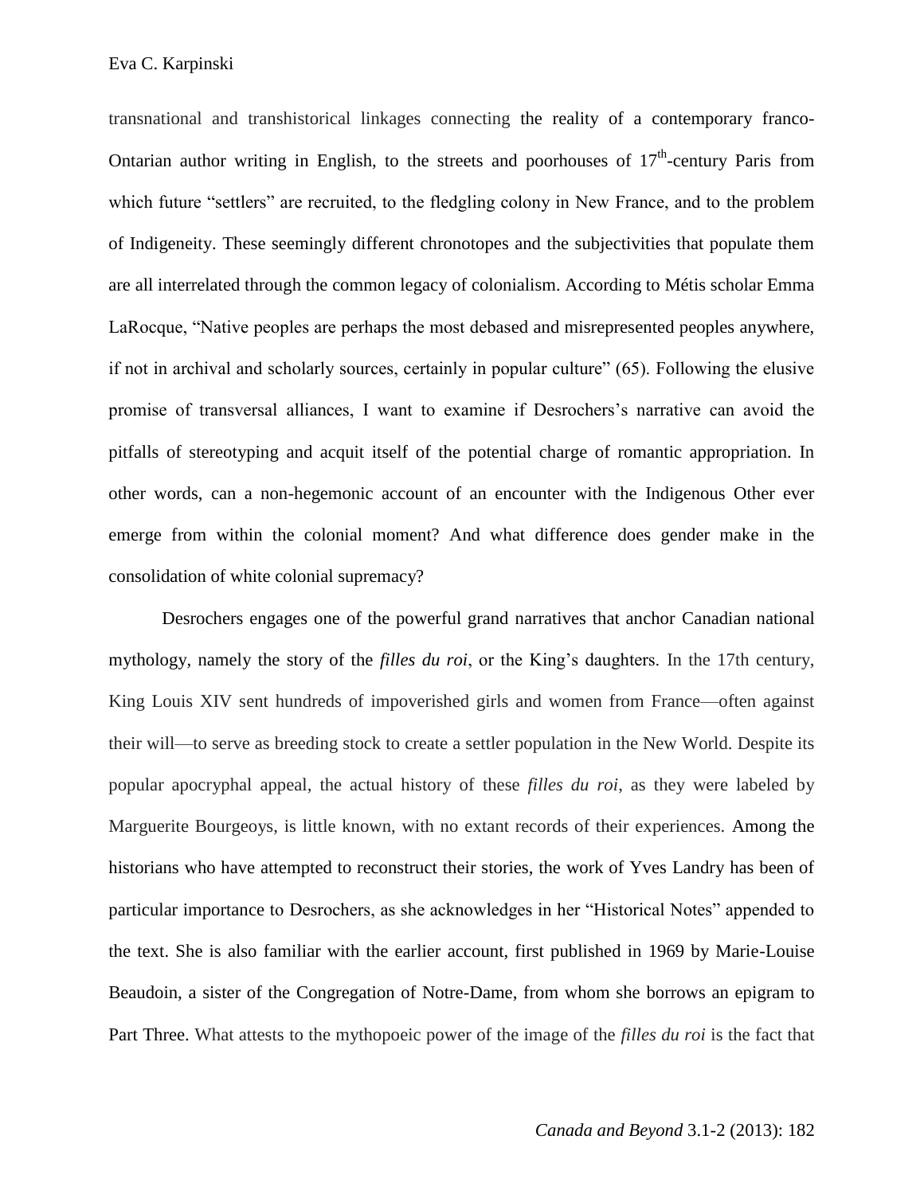transnational and transhistorical linkages connecting the reality of a contemporary franco-Ontarian author writing in English, to the streets and poorhouses of 17th-century Paris from which future "settlers" are recruited, to the fledgling colony in New France, and to the problem of Indigeneity. These seemingly different chronotopes and the subjectivities that populate them are all interrelated through the common legacy of colonialism. According to Métis scholar Emma LaRocque, "Native peoples are perhaps the most debased and misrepresented peoples anywhere, if not in archival and scholarly sources, certainly in popular culture" (65). Following the elusive promise of transversal alliances, I want to examine if Desrochers's narrative can avoid the pitfalls of stereotyping and acquit itself of the potential charge of romantic appropriation. In other words, can a non-hegemonic account of an encounter with the Indigenous Other ever emerge from within the colonial moment? And what difference does gender make in the consolidation of white colonial supremacy?

Desrochers engages one of the powerful grand narratives that anchor Canadian national mythology, namely the story of the *filles du roi*, or the King's daughters. In the 17th century, King Louis XIV sent hundreds of impoverished girls and women from France—often against their will—to serve as breeding stock to create a settler population in the New World. Despite its popular apocryphal appeal, the actual history of these *filles du roi*, as they were labeled by Marguerite Bourgeoys, is little known, with no extant records of their experiences. Among the historians who have attempted to reconstruct their stories, the work of Yves Landry has been of particular importance to Desrochers, as she acknowledges in her "Historical Notes" appended to the text. She is also familiar with the earlier account, first published in 1969 by Marie-Louise Beaudoin, a sister of the Congregation of Notre-Dame, from whom she borrows an epigram to Part Three. What attests to the mythopoeic power of the image of the *filles du roi* is the fact that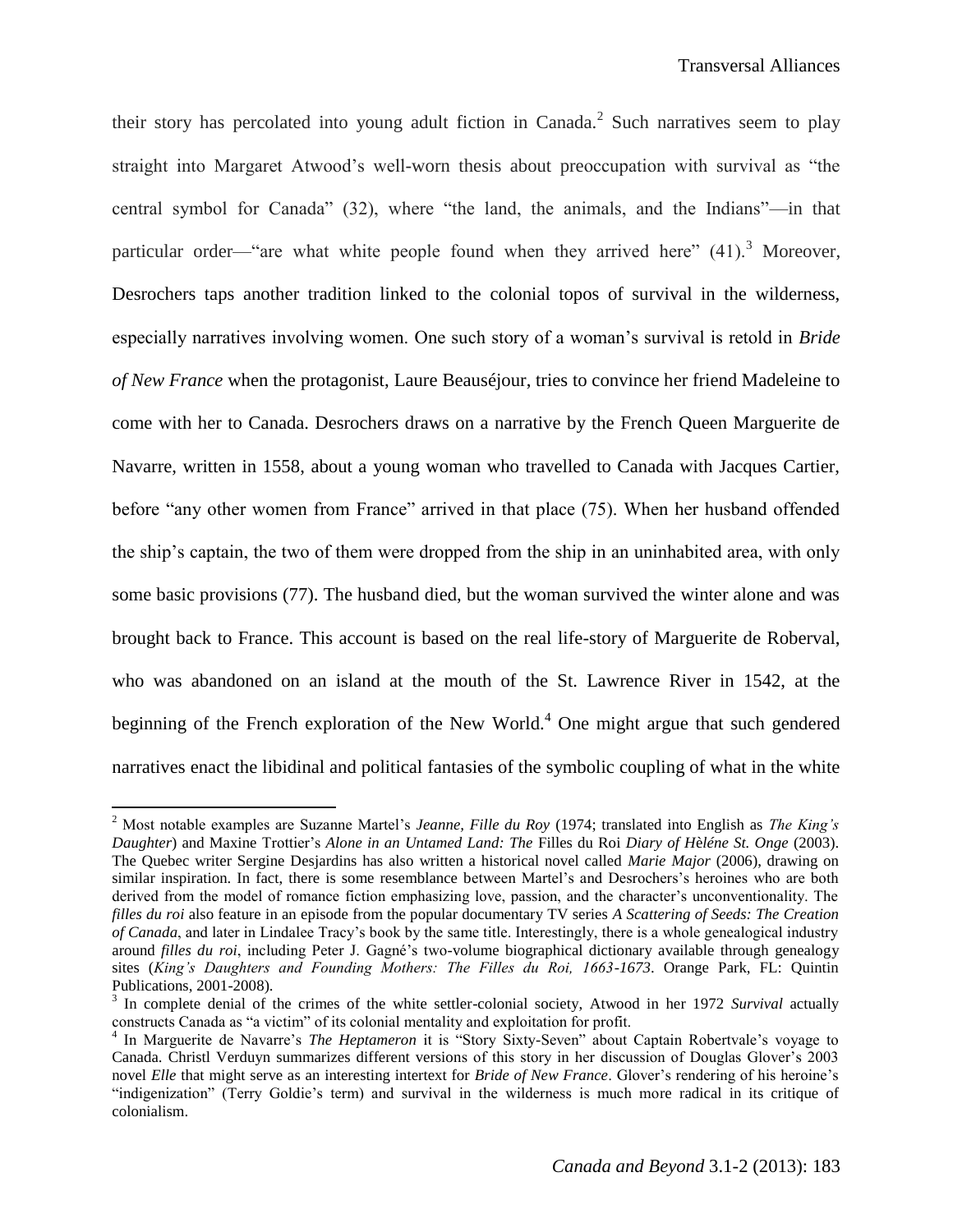their story has percolated into young adult fiction in Canada.[2] Such narratives seem to play straight into Margaret Atwood's well-worn thesis about preoccupation with survival as "the central symbol for Canada" (32), where "the land, the animals, and the Indians"—in that particular order—"are what white people found when they arrived here" (41).[3] Moreover, Desrochers taps another tradition linked to the colonial topos of survival in the wilderness, especially narratives involving women. One such story of a woman's survival is retold in *Bride of New France* when the protagonist, Laure Beauséjour, tries to convince her friend Madeleine to come with her to Canada. Desrochers draws on a narrative by the French Queen Marguerite de Navarre, written in 1558, about a young woman who travelled to Canada with Jacques Cartier, before "any other women from France" arrived in that place (75). When her husband offended the ship's captain, the two of them were dropped from the ship in an uninhabited area, with only some basic provisions (77). The husband died, but the woman survived the winter alone and was brought back to France. This account is based on the real life-story of Marguerite de Roberval, who was abandoned on an island at the mouth of the St. Lawrence River in 1542, at the beginning of the French exploration of the New World.[4] One might argue that such gendered narratives enact the libidinal and political fantasies of the symbolic coupling of what in the white

---

[2] Most notable examples are Suzanne Martel's *Jeanne, Fille du Roy* (1974; translated into English as *The King's Daughter*) and Maxine Trottier's *Alone in an Untamed Land: The* Filles du Roi *Diary of Hèléne St. Onge* (2003). The Quebec writer Sergine Desjardins has also written a historical novel called *Marie Major* (2006), drawing on similar inspiration. In fact, there is some resemblance between Martel's and Desrochers's heroines who are both derived from the model of romance fiction emphasizing love, passion, and the character's unconventionality. The *filles du roi* also feature in an episode from the popular documentary TV series *A Scattering of Seeds: The Creation of Canada*, and later in Lindalee Tracy's book by the same title. Interestingly, there is a whole genealogical industry around *filles du roi*, including Peter J. Gagné's two-volume biographical dictionary available through genealogy sites (*King's Daughters and Founding Mothers: The Filles du Roi, 1663-1673*. Orange Park, FL: Quintin Publications, 2001-2008).

[3] In complete denial of the crimes of the white settler-colonial society, Atwood in her 1972 *Survival* actually constructs Canada as "a victim" of its colonial mentality and exploitation for profit.

[4] In Marguerite de Navarre's *The Heptameron* it is "Story Sixty-Seven" about Captain Robertvale's voyage to Canada. Christl Verduyn summarizes different versions of this story in her discussion of Douglas Glover's 2003 novel *Elle* that might serve as an interesting intertext for *Bride of New France*. Glover's rendering of his heroine's "indigenization" (Terry Goldie's term) and survival in the wilderness is much more radical in its critique of colonialism.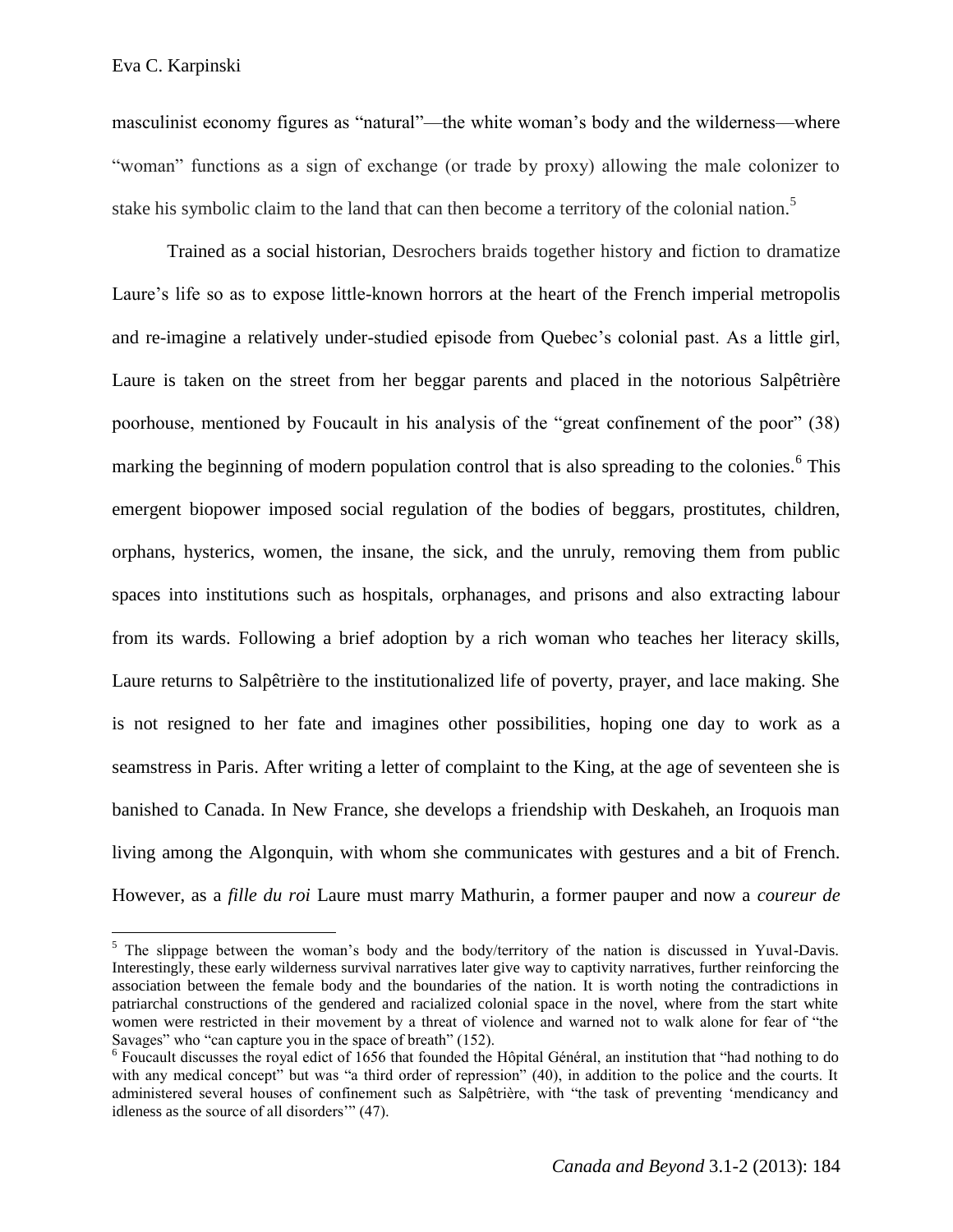masculinist economy figures as "natural"—the white woman's body and the wilderness—where "woman" functions as a sign of exchange (or trade by proxy) allowing the male colonizer to stake his symbolic claim to the land that can then become a territory of the colonial nation.[5]

Trained as a social historian, Desrochers braids together history and fiction to dramatize Laure's life so as to expose little-known horrors at the heart of the French imperial metropolis and re-imagine a relatively under-studied episode from Quebec's colonial past. As a little girl, Laure is taken on the street from her beggar parents and placed in the notorious Salpêtrière poorhouse, mentioned by Foucault in his analysis of the "great confinement of the poor" (38) marking the beginning of modern population control that is also spreading to the colonies.[6] This emergent biopower imposed social regulation of the bodies of beggars, prostitutes, children, orphans, hysterics, women, the insane, the sick, and the unruly, removing them from public spaces into institutions such as hospitals, orphanages, and prisons and also extracting labour from its wards. Following a brief adoption by a rich woman who teaches her literacy skills, Laure returns to Salpêtrière to the institutionalized life of poverty, prayer, and lace making. She is not resigned to her fate and imagines other possibilities, hoping one day to work as a seamstress in Paris. After writing a letter of complaint to the King, at the age of seventeen she is banished to Canada. In New France, she develops a friendship with Deskaheh, an Iroquois man living among the Algonquin, with whom she communicates with gestures and a bit of French. However, as a *fille du roi* Laure must marry Mathurin, a former pauper and now a *coureur de*

---

[5] The slippage between the woman's body and the body/territory of the nation is discussed in Yuval-Davis. Interestingly, these early wilderness survival narratives later give way to captivity narratives, further reinforcing the association between the female body and the boundaries of the nation. It is worth noting the contradictions in patriarchal constructions of the gendered and racialized colonial space in the novel, where from the start white women were restricted in their movement by a threat of violence and warned not to walk alone for fear of "the Savages" who "can capture you in the space of breath" (152).

[6] Foucault discusses the royal edict of 1656 that founded the Hôpital Général, an institution that "had nothing to do with any medical concept" but was "a third order of repression" (40), in addition to the police and the courts. It administered several houses of confinement such as Salpêtrière, with "the task of preventing 'mendicancy and idleness as the source of all disorders'" (47).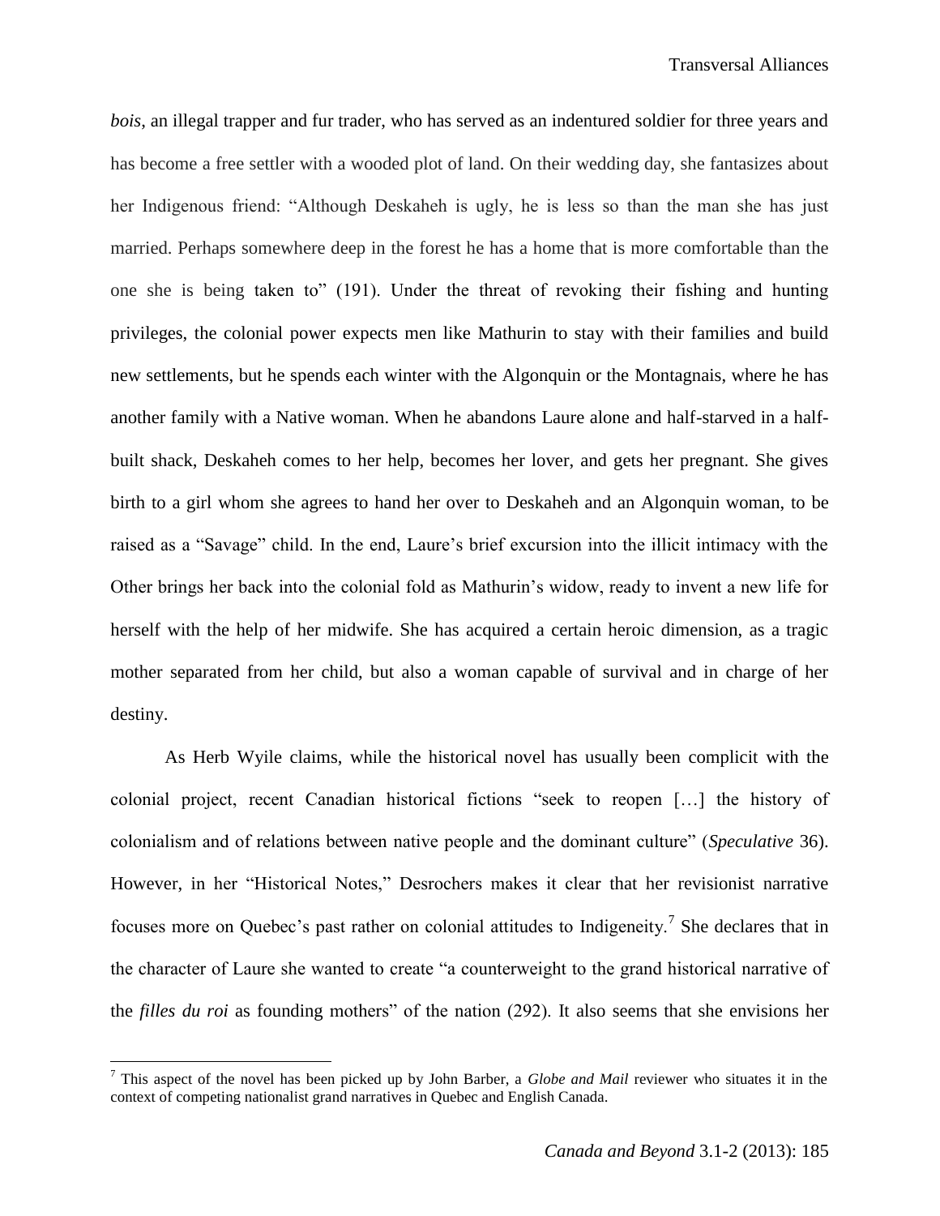*bois*, an illegal trapper and fur trader, who has served as an indentured soldier for three years and has become a free settler with a wooded plot of land. On their wedding day, she fantasizes about her Indigenous friend: "Although Deskaheh is ugly, he is less so than the man she has just married. Perhaps somewhere deep in the forest he has a home that is more comfortable than the one she is being taken to" (191). Under the threat of revoking their fishing and hunting privileges, the colonial power expects men like Mathurin to stay with their families and build new settlements, but he spends each winter with the Algonquin or the Montagnais, where he has another family with a Native woman. When he abandons Laure alone and half-starved in a half-built shack, Deskaheh comes to her help, becomes her lover, and gets her pregnant. She gives birth to a girl whom she agrees to hand her over to Deskaheh and an Algonquin woman, to be raised as a "Savage" child. In the end, Laure's brief excursion into the illicit intimacy with the Other brings her back into the colonial fold as Mathurin's widow, ready to invent a new life for herself with the help of her midwife. She has acquired a certain heroic dimension, as a tragic mother separated from her child, but also a woman capable of survival and in charge of her destiny.

As Herb Wyile claims, while the historical novel has usually been complicit with the colonial project, recent Canadian historical fictions "seek to reopen […] the history of colonialism and of relations between native people and the dominant culture" (*Speculative* 36). However, in her "Historical Notes," Desrochers makes it clear that her revisionist narrative focuses more on Quebec's past rather on colonial attitudes to Indigeneity.[7] She declares that in the character of Laure she wanted to create "a counterweight to the grand historical narrative of the *filles du roi* as founding mothers" of the nation (292). It also seems that she envisions her

[7] This aspect of the novel has been picked up by John Barber, a *Globe and Mail* reviewer who situates it in the context of competing nationalist grand narratives in Quebec and English Canada.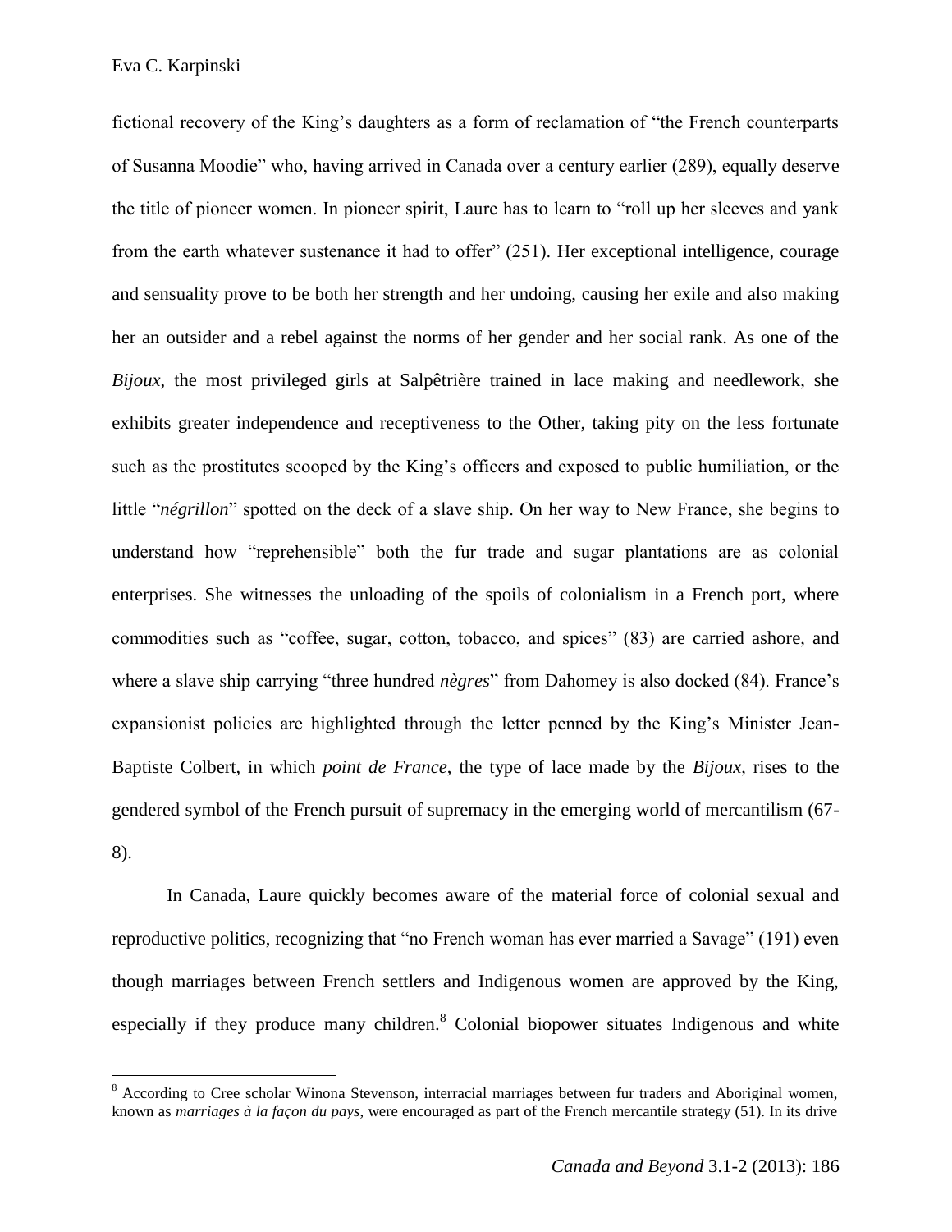fictional recovery of the King's daughters as a form of reclamation of "the French counterparts of Susanna Moodie" who, having arrived in Canada over a century earlier (289), equally deserve the title of pioneer women. In pioneer spirit, Laure has to learn to "roll up her sleeves and yank from the earth whatever sustenance it had to offer" (251). Her exceptional intelligence, courage and sensuality prove to be both her strength and her undoing, causing her exile and also making her an outsider and a rebel against the norms of her gender and her social rank. As one of the *Bijoux*, the most privileged girls at Salpêtrière trained in lace making and needlework, she exhibits greater independence and receptiveness to the Other, taking pity on the less fortunate such as the prostitutes scooped by the King's officers and exposed to public humiliation, or the little "*négrillon*" spotted on the deck of a slave ship. On her way to New France, she begins to understand how "reprehensible" both the fur trade and sugar plantations are as colonial enterprises. She witnesses the unloading of the spoils of colonialism in a French port, where commodities such as "coffee, sugar, cotton, tobacco, and spices" (83) are carried ashore, and where a slave ship carrying "three hundred *nègres*" from Dahomey is also docked (84). France's expansionist policies are highlighted through the letter penned by the King's Minister Jean-Baptiste Colbert, in which *point de France*, the type of lace made by the *Bijoux*, rises to the gendered symbol of the French pursuit of supremacy in the emerging world of mercantilism (67-8).

In Canada, Laure quickly becomes aware of the material force of colonial sexual and reproductive politics, recognizing that "no French woman has ever married a Savage" (191) even though marriages between French settlers and Indigenous women are approved by the King, especially if they produce many children.[8] Colonial biopower situates Indigenous and white

---

[8] According to Cree scholar Winona Stevenson, interracial marriages between fur traders and Aboriginal women, known as *marriages à la façon du pays*, were encouraged as part of the French mercantile strategy (51). In its drive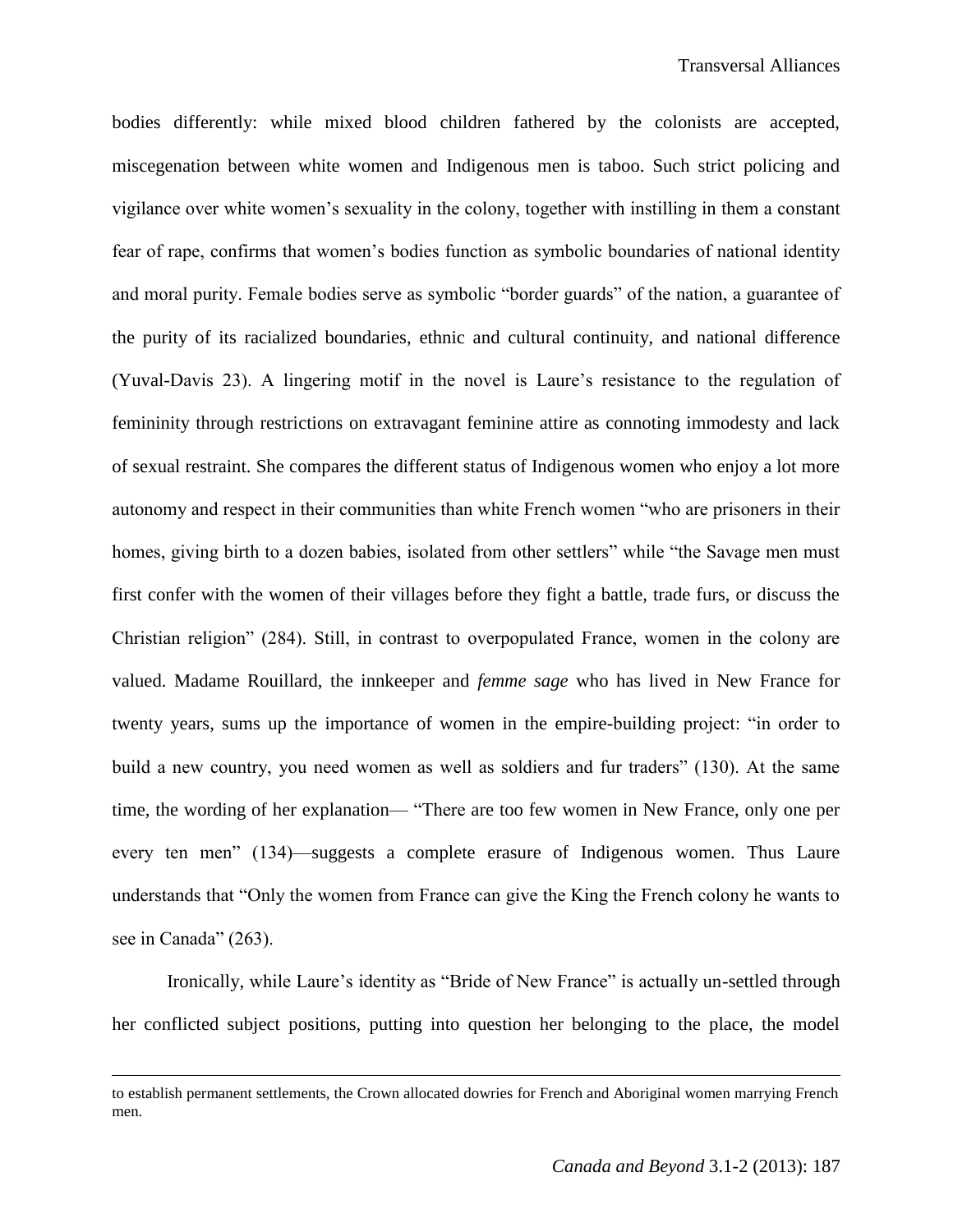bodies differently: while mixed blood children fathered by the colonists are accepted, miscegenation between white women and Indigenous men is taboo. Such strict policing and vigilance over white women's sexuality in the colony, together with instilling in them a constant fear of rape, confirms that women's bodies function as symbolic boundaries of national identity and moral purity. Female bodies serve as symbolic "border guards" of the nation, a guarantee of the purity of its racialized boundaries, ethnic and cultural continuity, and national difference (Yuval-Davis 23). A lingering motif in the novel is Laure's resistance to the regulation of femininity through restrictions on extravagant feminine attire as connoting immodesty and lack of sexual restraint. She compares the different status of Indigenous women who enjoy a lot more autonomy and respect in their communities than white French women "who are prisoners in their homes, giving birth to a dozen babies, isolated from other settlers" while "the Savage men must first confer with the women of their villages before they fight a battle, trade furs, or discuss the Christian religion" (284). Still, in contrast to overpopulated France, women in the colony are valued. Madame Rouillard, the innkeeper and *femme sage* who has lived in New France for twenty years, sums up the importance of women in the empire-building project: "in order to build a new country, you need women as well as soldiers and fur traders" (130). At the same time, the wording of her explanation— "There are too few women in New France, only one per every ten men" (134)—suggests a complete erasure of Indigenous women. Thus Laure understands that "Only the women from France can give the King the French colony he wants to see in Canada" (263).

Ironically, while Laure's identity as "Bride of New France" is actually un-settled through her conflicted subject positions, putting into question her belonging to the place, the model

---

to establish permanent settlements, the Crown allocated dowries for French and Aboriginal women marrying French men.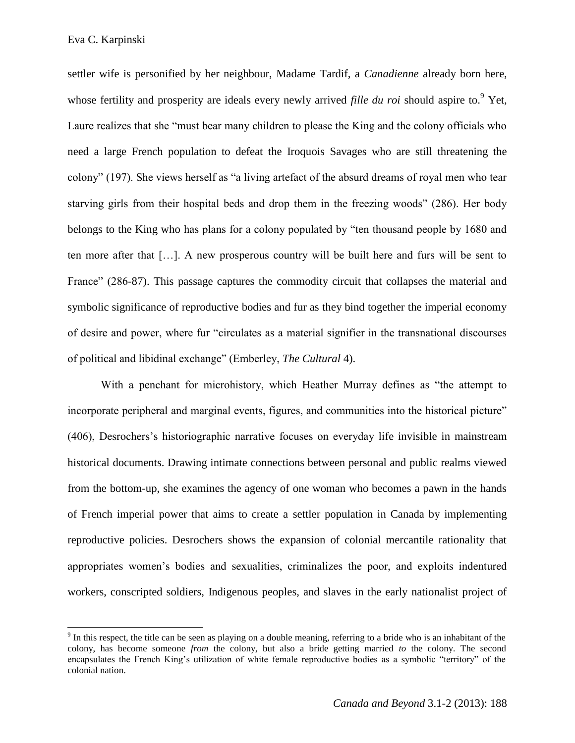settler wife is personified by her neighbour, Madame Tardif, a *Canadienne* already born here, whose fertility and prosperity are ideals every newly arrived *fille du roi* should aspire to.[9] Yet, Laure realizes that she "must bear many children to please the King and the colony officials who need a large French population to defeat the Iroquois Savages who are still threatening the colony" (197). She views herself as "a living artefact of the absurd dreams of royal men who tear starving girls from their hospital beds and drop them in the freezing woods" (286). Her body belongs to the King who has plans for a colony populated by "ten thousand people by 1680 and ten more after that […]. A new prosperous country will be built here and furs will be sent to France" (286-87). This passage captures the commodity circuit that collapses the material and symbolic significance of reproductive bodies and fur as they bind together the imperial economy of desire and power, where fur "circulates as a material signifier in the transnational discourses of political and libidinal exchange" (Emberley, *The Cultural* 4).

With a penchant for microhistory, which Heather Murray defines as "the attempt to incorporate peripheral and marginal events, figures, and communities into the historical picture" (406), Desrochers's historiographic narrative focuses on everyday life invisible in mainstream historical documents. Drawing intimate connections between personal and public realms viewed from the bottom-up, she examines the agency of one woman who becomes a pawn in the hands of French imperial power that aims to create a settler population in Canada by implementing reproductive policies. Desrochers shows the expansion of colonial mercantile rationality that appropriates women's bodies and sexualities, criminalizes the poor, and exploits indentured workers, conscripted soldiers, Indigenous peoples, and slaves in the early nationalist project of

[9] In this respect, the title can be seen as playing on a double meaning, referring to a bride who is an inhabitant of the colony, has become someone *from* the colony, but also a bride getting married *to* the colony. The second encapsulates the French King's utilization of white female reproductive bodies as a symbolic "territory" of the colonial nation.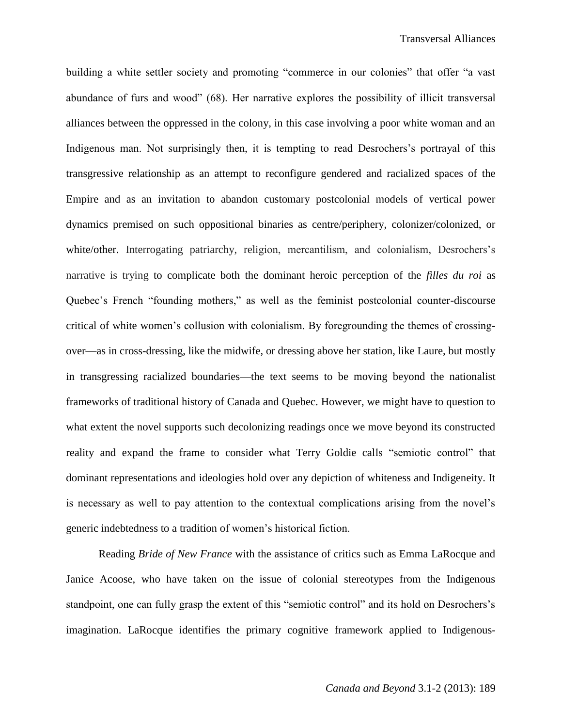building a white settler society and promoting "commerce in our colonies" that offer "a vast abundance of furs and wood" (68). Her narrative explores the possibility of illicit transversal alliances between the oppressed in the colony, in this case involving a poor white woman and an Indigenous man. Not surprisingly then, it is tempting to read Desrochers's portrayal of this transgressive relationship as an attempt to reconfigure gendered and racialized spaces of the Empire and as an invitation to abandon customary postcolonial models of vertical power dynamics premised on such oppositional binaries as centre/periphery, colonizer/colonized, or white/other. Interrogating patriarchy, religion, mercantilism, and colonialism, Desrochers's narrative is trying to complicate both the dominant heroic perception of the *filles du roi* as Quebec's French "founding mothers," as well as the feminist postcolonial counter-discourse critical of white women's collusion with colonialism. By foregrounding the themes of crossing-over—as in cross-dressing, like the midwife, or dressing above her station, like Laure, but mostly in transgressing racialized boundaries—the text seems to be moving beyond the nationalist frameworks of traditional history of Canada and Quebec. However, we might have to question to what extent the novel supports such decolonizing readings once we move beyond its constructed reality and expand the frame to consider what Terry Goldie calls "semiotic control" that dominant representations and ideologies hold over any depiction of whiteness and Indigeneity. It is necessary as well to pay attention to the contextual complications arising from the novel's generic indebtedness to a tradition of women's historical fiction.

Reading *Bride of New France* with the assistance of critics such as Emma LaRocque and Janice Acoose, who have taken on the issue of colonial stereotypes from the Indigenous standpoint, one can fully grasp the extent of this "semiotic control" and its hold on Desrochers's imagination. LaRocque identifies the primary cognitive framework applied to Indigenous-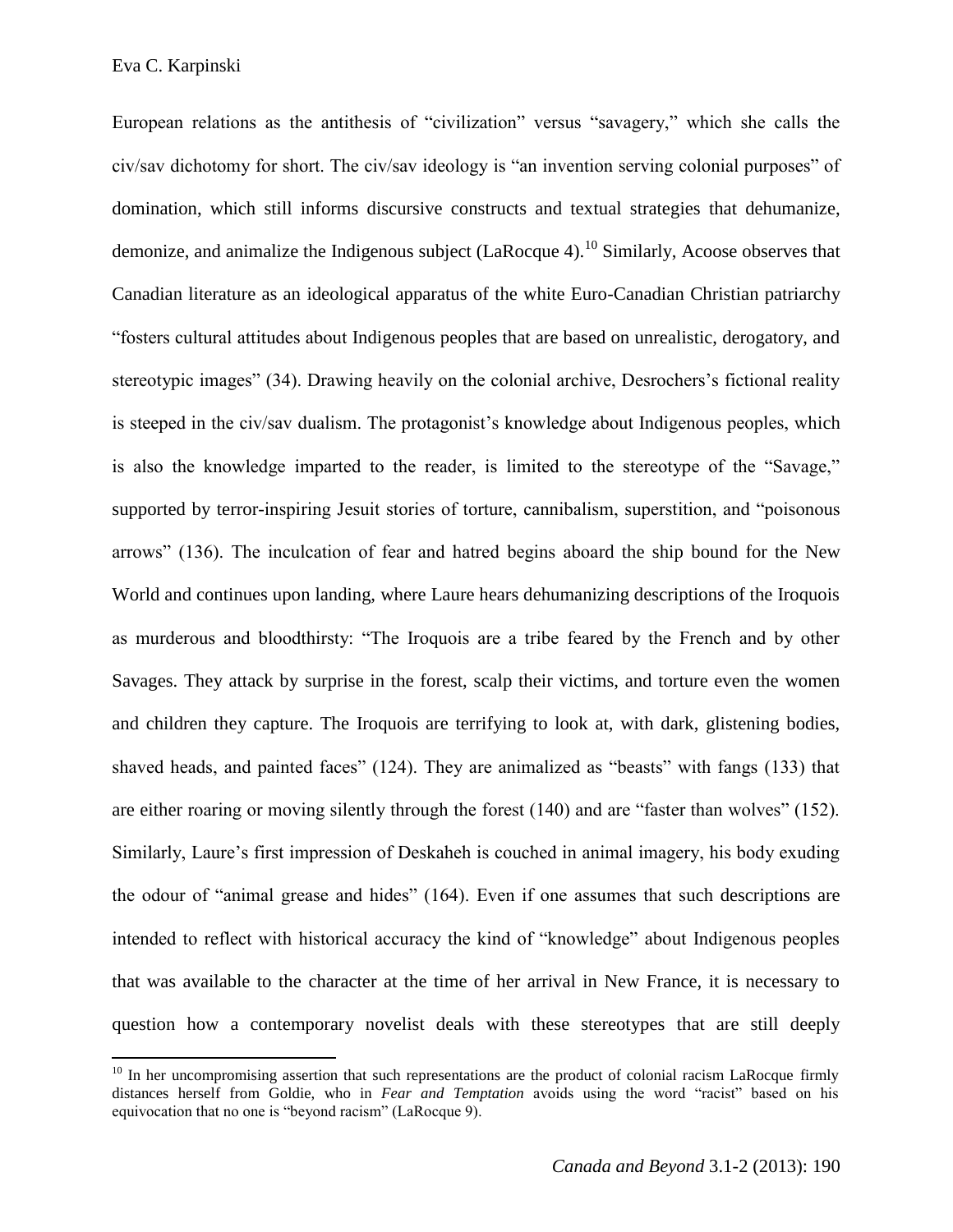European relations as the antithesis of "civilization" versus "savagery," which she calls the civ/sav dichotomy for short. The civ/sav ideology is "an invention serving colonial purposes" of domination, which still informs discursive constructs and textual strategies that dehumanize, demonize, and animalize the Indigenous subject (LaRocque 4).[10] Similarly, Acoose observes that Canadian literature as an ideological apparatus of the white Euro-Canadian Christian patriarchy "fosters cultural attitudes about Indigenous peoples that are based on unrealistic, derogatory, and stereotypic images" (34). Drawing heavily on the colonial archive, Desrochers's fictional reality is steeped in the civ/sav dualism. The protagonist's knowledge about Indigenous peoples, which is also the knowledge imparted to the reader, is limited to the stereotype of the "Savage," supported by terror-inspiring Jesuit stories of torture, cannibalism, superstition, and "poisonous arrows" (136). The inculcation of fear and hatred begins aboard the ship bound for the New World and continues upon landing, where Laure hears dehumanizing descriptions of the Iroquois as murderous and bloodthirsty: "The Iroquois are a tribe feared by the French and by other Savages. They attack by surprise in the forest, scalp their victims, and torture even the women and children they capture. The Iroquois are terrifying to look at, with dark, glistening bodies, shaved heads, and painted faces" (124). They are animalized as "beasts" with fangs (133) that are either roaring or moving silently through the forest (140) and are "faster than wolves" (152). Similarly, Laure's first impression of Deskaheh is couched in animal imagery, his body exuding the odour of "animal grease and hides" (164). Even if one assumes that such descriptions are intended to reflect with historical accuracy the kind of "knowledge" about Indigenous peoples that was available to the character at the time of her arrival in New France, it is necessary to question how a contemporary novelist deals with these stereotypes that are still deeply

---

[10] In her uncompromising assertion that such representations are the product of colonial racism LaRocque firmly distances herself from Goldie, who in *Fear and Temptation* avoids using the word "racist" based on his equivocation that no one is "beyond racism" (LaRocque 9).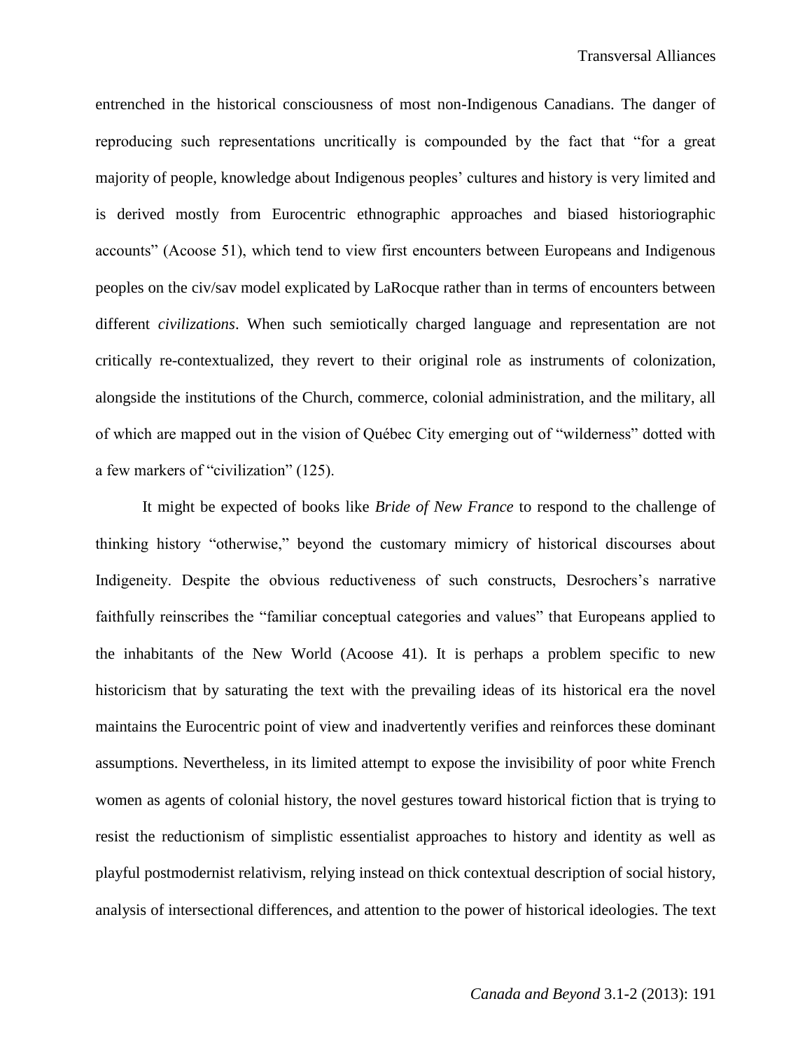entrenched in the historical consciousness of most non-Indigenous Canadians. The danger of reproducing such representations uncritically is compounded by the fact that "for a great majority of people, knowledge about Indigenous peoples' cultures and history is very limited and is derived mostly from Eurocentric ethnographic approaches and biased historiographic accounts" (Acoose 51), which tend to view first encounters between Europeans and Indigenous peoples on the civ/sav model explicated by LaRocque rather than in terms of encounters between different *civilizations*. When such semiotically charged language and representation are not critically re-contextualized, they revert to their original role as instruments of colonization, alongside the institutions of the Church, commerce, colonial administration, and the military, all of which are mapped out in the vision of Québec City emerging out of "wilderness" dotted with a few markers of "civilization" (125).

It might be expected of books like *Bride of New France* to respond to the challenge of thinking history "otherwise," beyond the customary mimicry of historical discourses about Indigeneity. Despite the obvious reductiveness of such constructs, Desrochers's narrative faithfully reinscribes the "familiar conceptual categories and values" that Europeans applied to the inhabitants of the New World (Acoose 41). It is perhaps a problem specific to new historicism that by saturating the text with the prevailing ideas of its historical era the novel maintains the Eurocentric point of view and inadvertently verifies and reinforces these dominant assumptions. Nevertheless, in its limited attempt to expose the invisibility of poor white French women as agents of colonial history, the novel gestures toward historical fiction that is trying to resist the reductionism of simplistic essentialist approaches to history and identity as well as playful postmodernist relativism, relying instead on thick contextual description of social history, analysis of intersectional differences, and attention to the power of historical ideologies. The text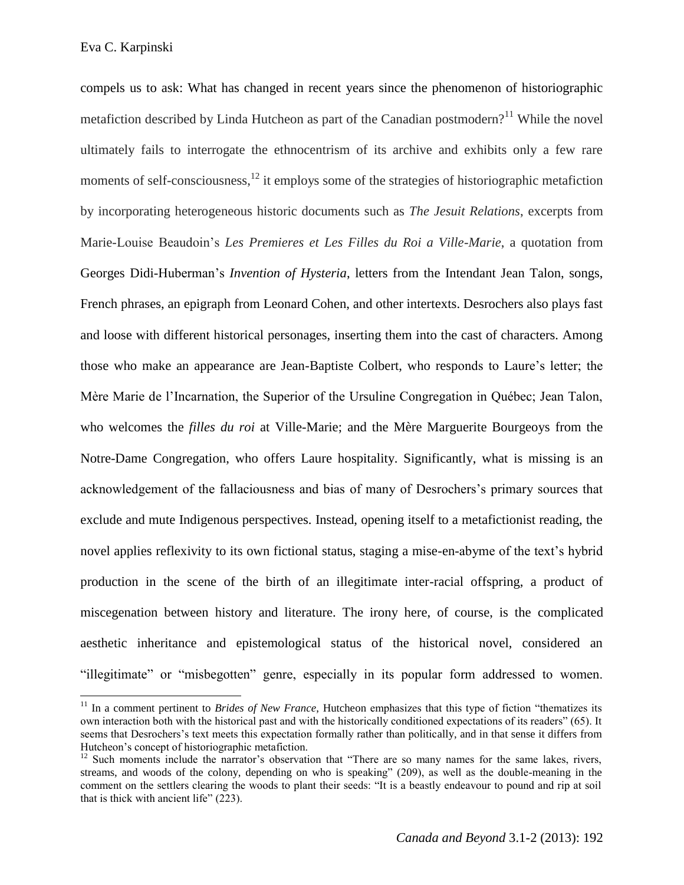compels us to ask: What has changed in recent years since the phenomenon of historiographic metafiction described by Linda Hutcheon as part of the Canadian postmodern?[11] While the novel ultimately fails to interrogate the ethnocentrism of its archive and exhibits only a few rare moments of self-consciousness,[12] it employs some of the strategies of historiographic metafiction by incorporating heterogeneous historic documents such as *The Jesuit Relations*, excerpts from Marie-Louise Beaudoin's *Les Premieres et Les Filles du Roi a Ville-Marie*, a quotation from Georges Didi-Huberman's *Invention of Hysteria*, letters from the Intendant Jean Talon, songs, French phrases, an epigraph from Leonard Cohen, and other intertexts. Desrochers also plays fast and loose with different historical personages, inserting them into the cast of characters. Among those who make an appearance are Jean-Baptiste Colbert, who responds to Laure's letter; the Mère Marie de l'Incarnation, the Superior of the Ursuline Congregation in Québec; Jean Talon, who welcomes the *filles du roi* at Ville-Marie; and the Mère Marguerite Bourgeoys from the Notre-Dame Congregation, who offers Laure hospitality. Significantly, what is missing is an acknowledgement of the fallaciousness and bias of many of Desrochers's primary sources that exclude and mute Indigenous perspectives. Instead, opening itself to a metafictionist reading, the novel applies reflexivity to its own fictional status, staging a mise-en-abyme of the text's hybrid production in the scene of the birth of an illegitimate inter-racial offspring, a product of miscegenation between history and literature. The irony here, of course, is the complicated aesthetic inheritance and epistemological status of the historical novel, considered an "illegitimate" or "misbegotten" genre, especially in its popular form addressed to women.

[11] In a comment pertinent to *Brides of New France,* Hutcheon emphasizes that this type of fiction "thematizes its own interaction both with the historical past and with the historically conditioned expectations of its readers" (65). It seems that Desrochers's text meets this expectation formally rather than politically, and in that sense it differs from Hutcheon's concept of historiographic metafiction.

[12] Such moments include the narrator's observation that "There are so many names for the same lakes, rivers, streams, and woods of the colony, depending on who is speaking" (209), as well as the double-meaning in the comment on the settlers clearing the woods to plant their seeds: "It is a beastly endeavour to pound and rip at soil that is thick with ancient life" (223).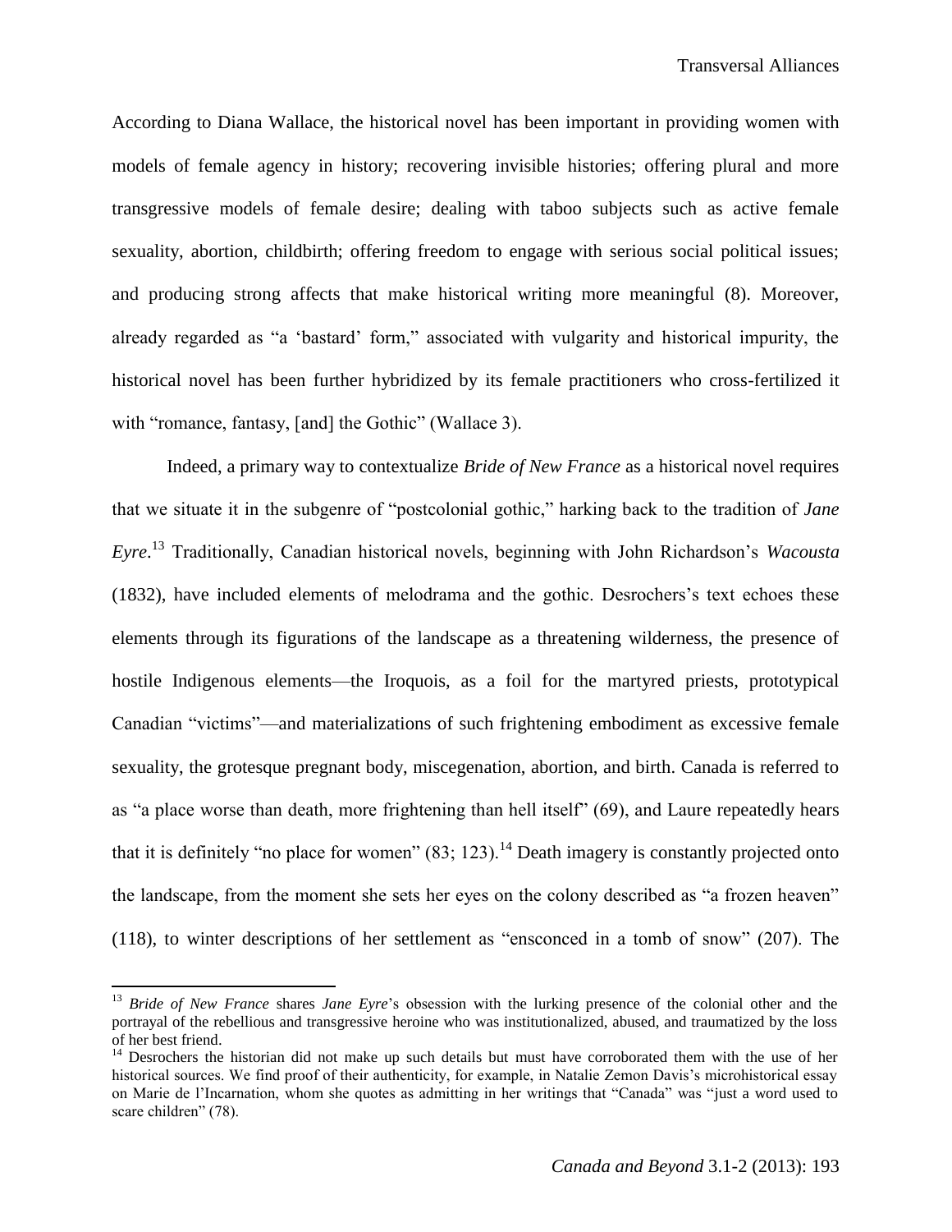According to Diana Wallace, the historical novel has been important in providing women with models of female agency in history; recovering invisible histories; offering plural and more transgressive models of female desire; dealing with taboo subjects such as active female sexuality, abortion, childbirth; offering freedom to engage with serious social political issues; and producing strong affects that make historical writing more meaningful (8). Moreover, already regarded as "a 'bastard' form," associated with vulgarity and historical impurity, the historical novel has been further hybridized by its female practitioners who cross-fertilized it with "romance, fantasy, [and] the Gothic" (Wallace 3).

Indeed, a primary way to contextualize *Bride of New France* as a historical novel requires that we situate it in the subgenre of "postcolonial gothic," harking back to the tradition of *Jane Eyre*.[13] Traditionally, Canadian historical novels, beginning with John Richardson's *Wacousta* (1832), have included elements of melodrama and the gothic. Desrochers's text echoes these elements through its figurations of the landscape as a threatening wilderness, the presence of hostile Indigenous elements—the Iroquois, as a foil for the martyred priests, prototypical Canadian "victims"—and materializations of such frightening embodiment as excessive female sexuality, the grotesque pregnant body, miscegenation, abortion, and birth. Canada is referred to as "a place worse than death, more frightening than hell itself" (69), and Laure repeatedly hears that it is definitely "no place for women" (83; 123).[14] Death imagery is constantly projected onto the landscape, from the moment she sets her eyes on the colony described as "a frozen heaven" (118), to winter descriptions of her settlement as "ensconced in a tomb of snow" (207). The

---

[13] *Bride of New France* shares *Jane Eyre*'s obsession with the lurking presence of the colonial other and the portrayal of the rebellious and transgressive heroine who was institutionalized, abused, and traumatized by the loss of her best friend.

[14] Desrochers the historian did not make up such details but must have corroborated them with the use of her historical sources. We find proof of their authenticity, for example, in Natalie Zemon Davis's microhistorical essay on Marie de l'Incarnation, whom she quotes as admitting in her writings that "Canada" was "just a word used to scare children" (78).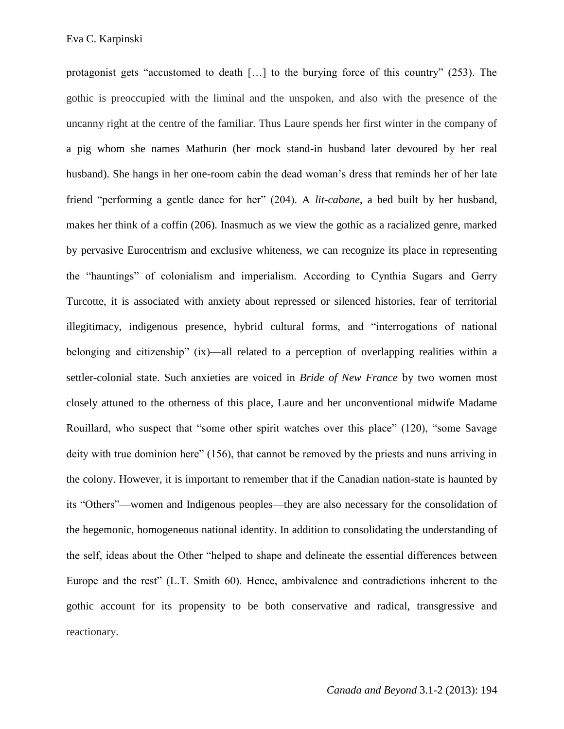protagonist gets "accustomed to death […] to the burying force of this country" (253). The gothic is preoccupied with the liminal and the unspoken, and also with the presence of the uncanny right at the centre of the familiar. Thus Laure spends her first winter in the company of a pig whom she names Mathurin (her mock stand-in husband later devoured by her real husband). She hangs in her one-room cabin the dead woman's dress that reminds her of her late friend "performing a gentle dance for her" (204). A *lit-cabane*, a bed built by her husband, makes her think of a coffin (206). Inasmuch as we view the gothic as a racialized genre, marked by pervasive Eurocentrism and exclusive whiteness, we can recognize its place in representing the "hauntings" of colonialism and imperialism. According to Cynthia Sugars and Gerry Turcotte, it is associated with anxiety about repressed or silenced histories, fear of territorial illegitimacy, indigenous presence, hybrid cultural forms, and "interrogations of national belonging and citizenship" (ix)—all related to a perception of overlapping realities within a settler-colonial state. Such anxieties are voiced in *Bride of New France* by two women most closely attuned to the otherness of this place, Laure and her unconventional midwife Madame Rouillard, who suspect that "some other spirit watches over this place" (120), "some Savage deity with true dominion here" (156), that cannot be removed by the priests and nuns arriving in the colony. However, it is important to remember that if the Canadian nation-state is haunted by its "Others"—women and Indigenous peoples—they are also necessary for the consolidation of the hegemonic, homogeneous national identity. In addition to consolidating the understanding of the self, ideas about the Other "helped to shape and delineate the essential differences between Europe and the rest" (L.T. Smith 60). Hence, ambivalence and contradictions inherent to the gothic account for its propensity to be both conservative and radical, transgressive and reactionary.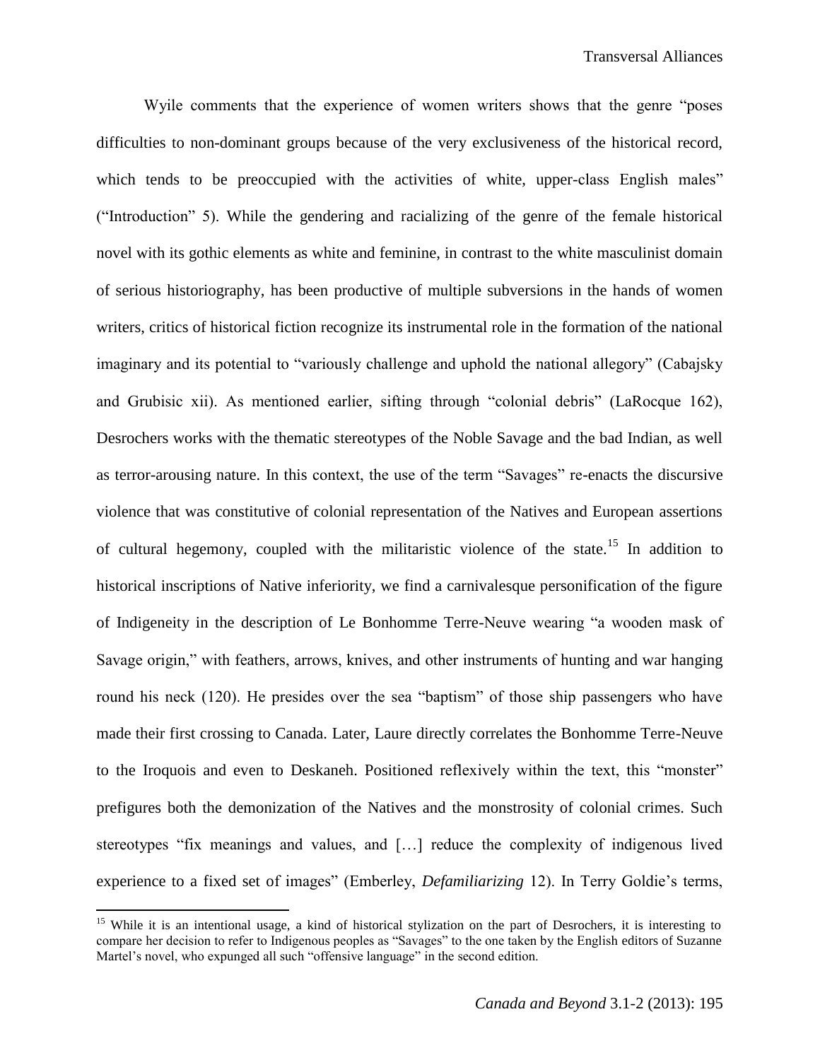Wyile comments that the experience of women writers shows that the genre "poses difficulties to non-dominant groups because of the very exclusiveness of the historical record, which tends to be preoccupied with the activities of white, upper-class English males" ("Introduction" 5). While the gendering and racializing of the genre of the female historical novel with its gothic elements as white and feminine, in contrast to the white masculinist domain of serious historiography, has been productive of multiple subversions in the hands of women writers, critics of historical fiction recognize its instrumental role in the formation of the national imaginary and its potential to "variously challenge and uphold the national allegory" (Cabajsky and Grubisic xii). As mentioned earlier, sifting through "colonial debris" (LaRocque 162), Desrochers works with the thematic stereotypes of the Noble Savage and the bad Indian, as well as terror-arousing nature. In this context, the use of the term "Savages" re-enacts the discursive violence that was constitutive of colonial representation of the Natives and European assertions of cultural hegemony, coupled with the militaristic violence of the state.[15] In addition to historical inscriptions of Native inferiority, we find a carnivalesque personification of the figure of Indigeneity in the description of Le Bonhomme Terre-Neuve wearing "a wooden mask of Savage origin," with feathers, arrows, knives, and other instruments of hunting and war hanging round his neck (120). He presides over the sea "baptism" of those ship passengers who have made their first crossing to Canada. Later, Laure directly correlates the Bonhomme Terre-Neuve to the Iroquois and even to Deskaneh. Positioned reflexively within the text, this "monster" prefigures both the demonization of the Natives and the monstrosity of colonial crimes. Such stereotypes "fix meanings and values, and […] reduce the complexity of indigenous lived experience to a fixed set of images" (Emberley, *Defamiliarizing* 12). In Terry Goldie's terms,

[15] While it is an intentional usage, a kind of historical stylization on the part of Desrochers, it is interesting to compare her decision to refer to Indigenous peoples as "Savages" to the one taken by the English editors of Suzanne Martel's novel, who expunged all such "offensive language" in the second edition.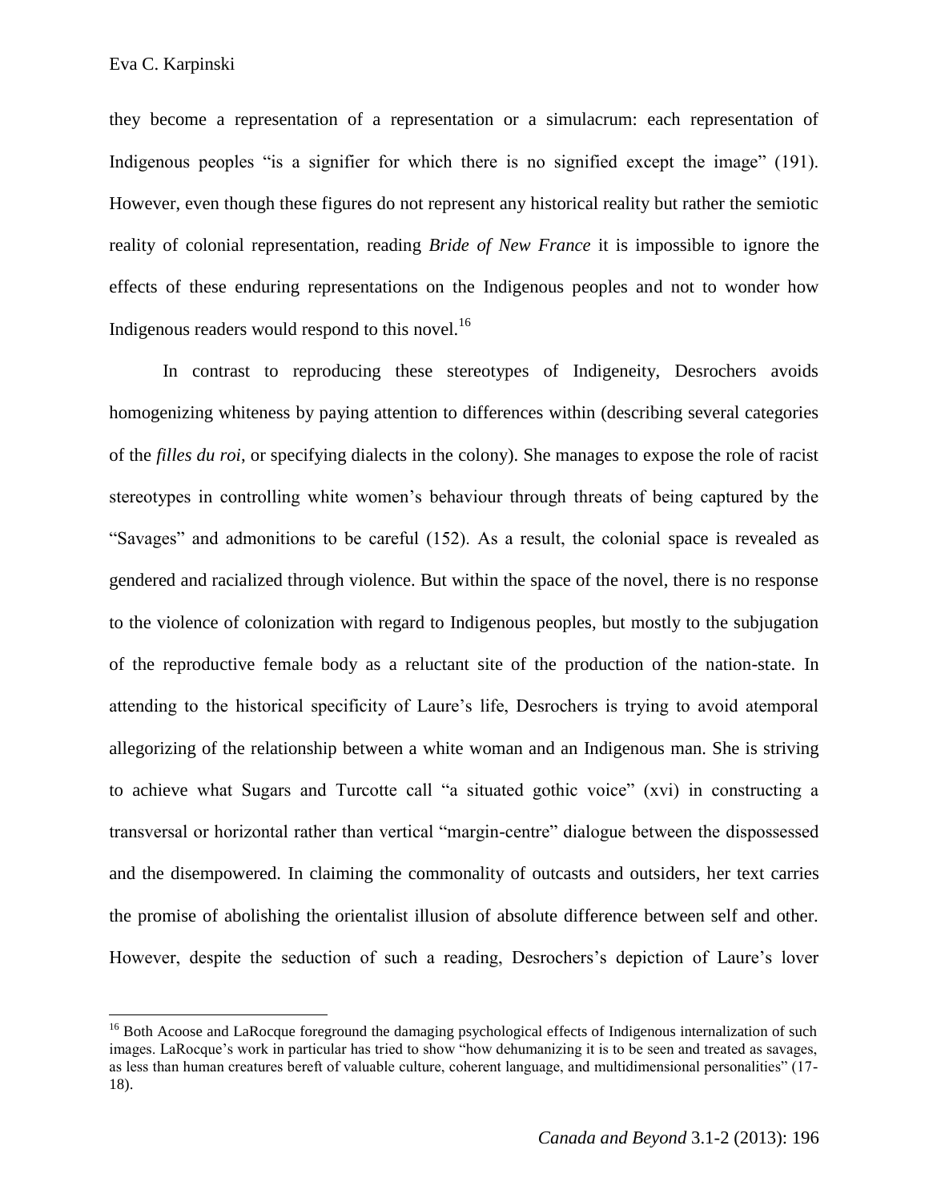they become a representation of a representation or a simulacrum: each representation of Indigenous peoples "is a signifier for which there is no signified except the image" (191). However, even though these figures do not represent any historical reality but rather the semiotic reality of colonial representation, reading *Bride of New France* it is impossible to ignore the effects of these enduring representations on the Indigenous peoples and not to wonder how Indigenous readers would respond to this novel.[16]

In contrast to reproducing these stereotypes of Indigeneity, Desrochers avoids homogenizing whiteness by paying attention to differences within (describing several categories of the *filles du roi*, or specifying dialects in the colony). She manages to expose the role of racist stereotypes in controlling white women's behaviour through threats of being captured by the "Savages" and admonitions to be careful (152). As a result, the colonial space is revealed as gendered and racialized through violence. But within the space of the novel, there is no response to the violence of colonization with regard to Indigenous peoples, but mostly to the subjugation of the reproductive female body as a reluctant site of the production of the nation-state. In attending to the historical specificity of Laure's life, Desrochers is trying to avoid atemporal allegorizing of the relationship between a white woman and an Indigenous man. She is striving to achieve what Sugars and Turcotte call "a situated gothic voice" (xvi) in constructing a transversal or horizontal rather than vertical "margin-centre" dialogue between the dispossessed and the disempowered. In claiming the commonality of outcasts and outsiders, her text carries the promise of abolishing the orientalist illusion of absolute difference between self and other. However, despite the seduction of such a reading, Desrochers's depiction of Laure's lover

[16] Both Acoose and LaRocque foreground the damaging psychological effects of Indigenous internalization of such images. LaRocque's work in particular has tried to show "how dehumanizing it is to be seen and treated as savages, as less than human creatures bereft of valuable culture, coherent language, and multidimensional personalities" (17-18).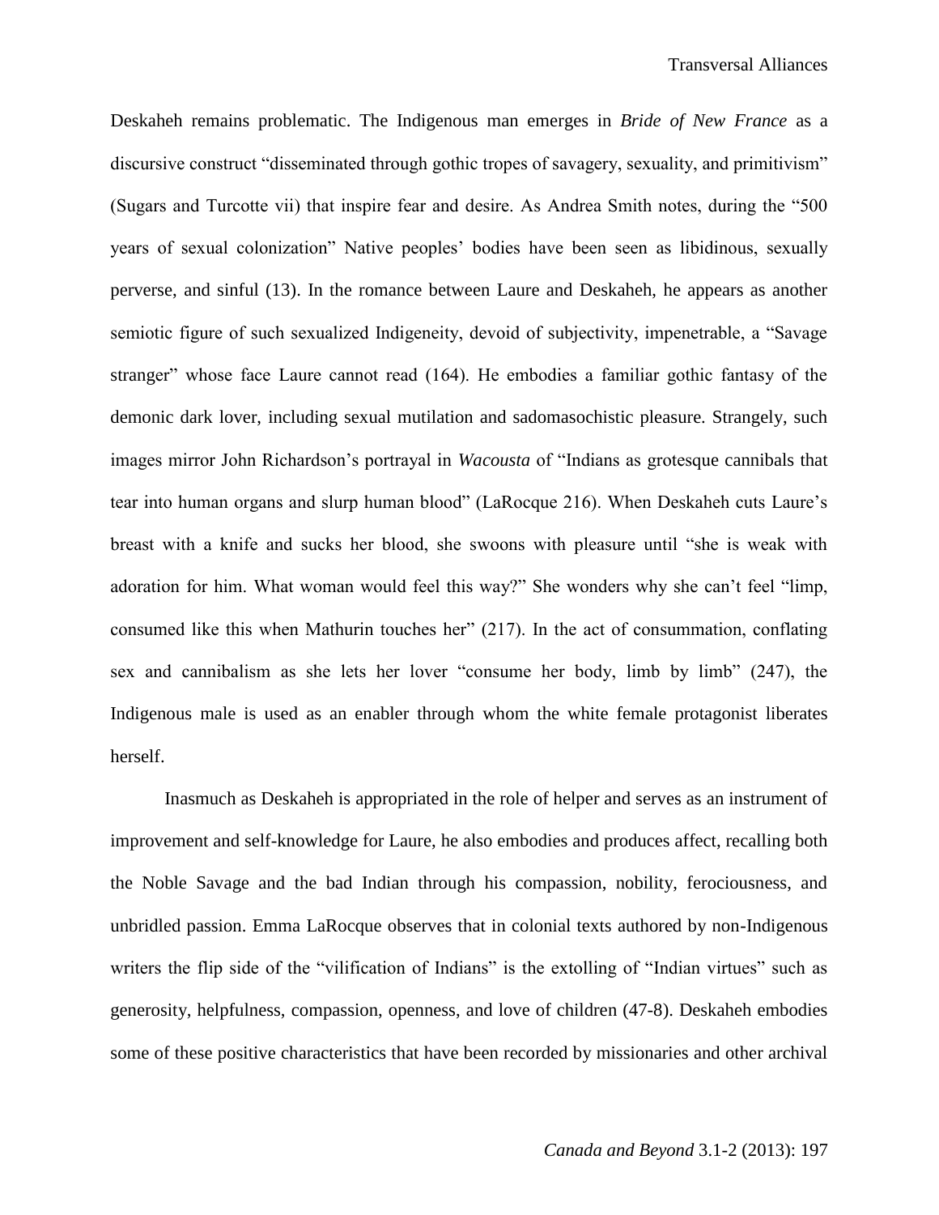Deskaheh remains problematic. The Indigenous man emerges in *Bride of New France* as a discursive construct "disseminated through gothic tropes of savagery, sexuality, and primitivism" (Sugars and Turcotte vii) that inspire fear and desire. As Andrea Smith notes, during the "500 years of sexual colonization" Native peoples' bodies have been seen as libidinous, sexually perverse, and sinful (13). In the romance between Laure and Deskaheh, he appears as another semiotic figure of such sexualized Indigeneity, devoid of subjectivity, impenetrable, a "Savage stranger" whose face Laure cannot read (164). He embodies a familiar gothic fantasy of the demonic dark lover, including sexual mutilation and sadomasochistic pleasure. Strangely, such images mirror John Richardson's portrayal in *Wacousta* of "Indians as grotesque cannibals that tear into human organs and slurp human blood" (LaRocque 216). When Deskaheh cuts Laure's breast with a knife and sucks her blood, she swoons with pleasure until "she is weak with adoration for him. What woman would feel this way?" She wonders why she can't feel "limp, consumed like this when Mathurin touches her" (217). In the act of consummation, conflating sex and cannibalism as she lets her lover "consume her body, limb by limb" (247), the Indigenous male is used as an enabler through whom the white female protagonist liberates herself.

Inasmuch as Deskaheh is appropriated in the role of helper and serves as an instrument of improvement and self-knowledge for Laure, he also embodies and produces affect, recalling both the Noble Savage and the bad Indian through his compassion, nobility, ferociousness, and unbridled passion. Emma LaRocque observes that in colonial texts authored by non-Indigenous writers the flip side of the "vilification of Indians" is the extolling of "Indian virtues" such as generosity, helpfulness, compassion, openness, and love of children (47-8). Deskaheh embodies some of these positive characteristics that have been recorded by missionaries and other archival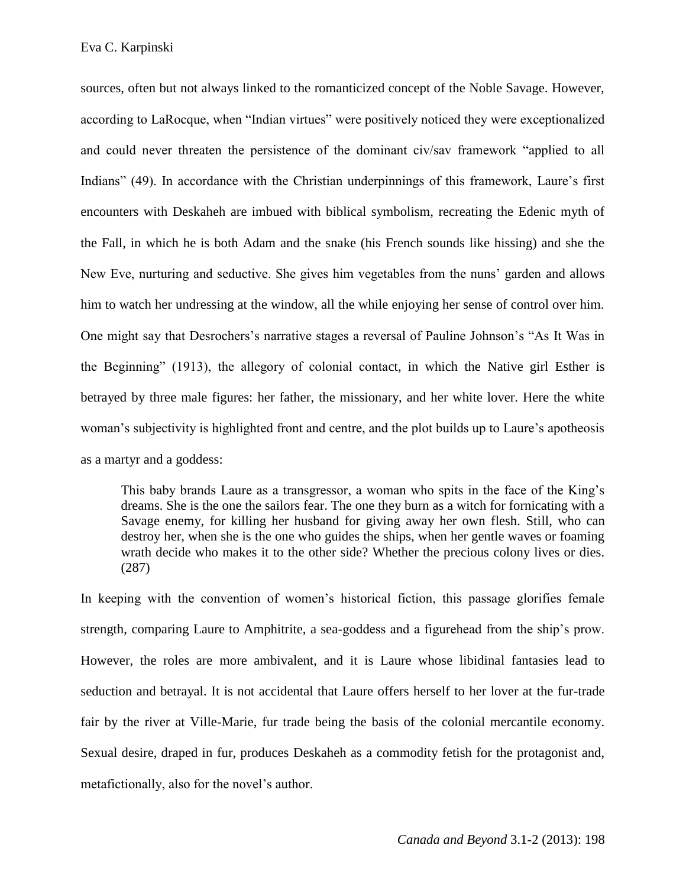sources, often but not always linked to the romanticized concept of the Noble Savage. However, according to LaRocque, when "Indian virtues" were positively noticed they were exceptionalized and could never threaten the persistence of the dominant civ/sav framework "applied to all Indians" (49). In accordance with the Christian underpinnings of this framework, Laure's first encounters with Deskaheh are imbued with biblical symbolism, recreating the Edenic myth of the Fall, in which he is both Adam and the snake (his French sounds like hissing) and she the New Eve, nurturing and seductive. She gives him vegetables from the nuns' garden and allows him to watch her undressing at the window, all the while enjoying her sense of control over him. One might say that Desrochers's narrative stages a reversal of Pauline Johnson's "As It Was in the Beginning" (1913), the allegory of colonial contact, in which the Native girl Esther is betrayed by three male figures: her father, the missionary, and her white lover. Here the white woman's subjectivity is highlighted front and centre, and the plot builds up to Laure's apotheosis as a martyr and a goddess:

> This baby brands Laure as a transgressor, a woman who spits in the face of the King's dreams. She is the one the sailors fear. The one they burn as a witch for fornicating with a Savage enemy, for killing her husband for giving away her own flesh. Still, who can destroy her, when she is the one who guides the ships, when her gentle waves or foaming wrath decide who makes it to the other side? Whether the precious colony lives or dies. (287)

In keeping with the convention of women's historical fiction, this passage glorifies female strength, comparing Laure to Amphitrite, a sea-goddess and a figurehead from the ship's prow. However, the roles are more ambivalent, and it is Laure whose libidinal fantasies lead to seduction and betrayal. It is not accidental that Laure offers herself to her lover at the fur-trade fair by the river at Ville-Marie, fur trade being the basis of the colonial mercantile economy. Sexual desire, draped in fur, produces Deskaheh as a commodity fetish for the protagonist and, metafictionally, also for the novel's author.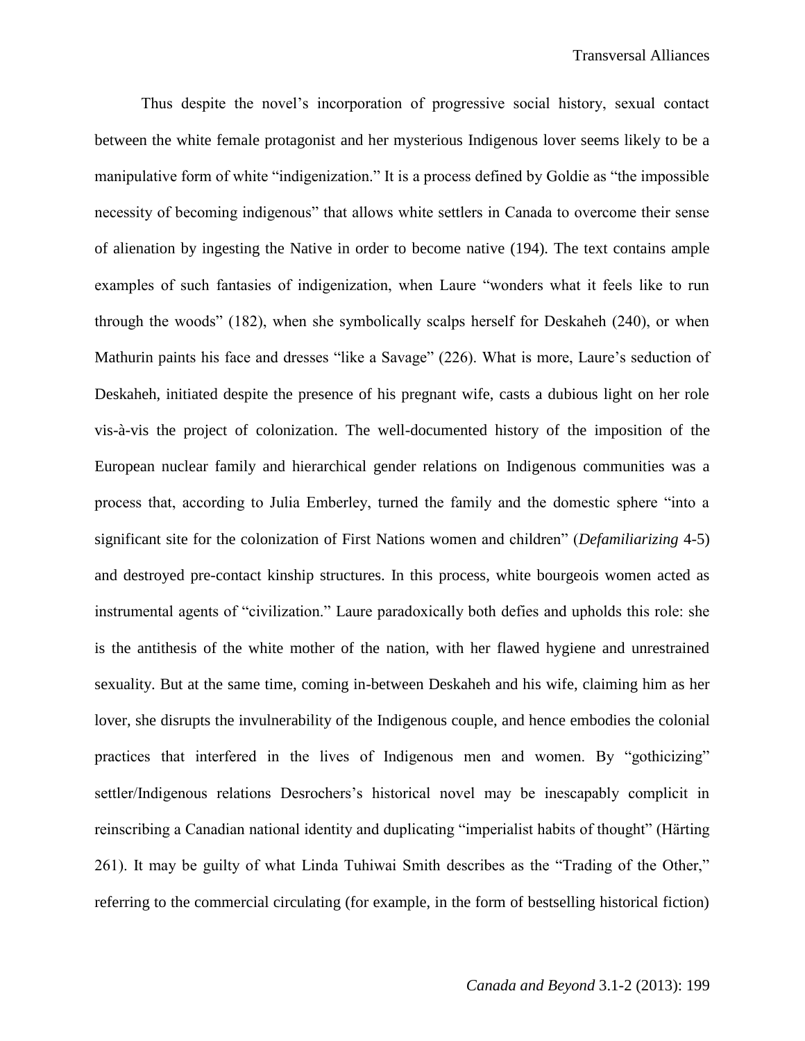Thus despite the novel's incorporation of progressive social history, sexual contact between the white female protagonist and her mysterious Indigenous lover seems likely to be a manipulative form of white "indigenization." It is a process defined by Goldie as "the impossible necessity of becoming indigenous" that allows white settlers in Canada to overcome their sense of alienation by ingesting the Native in order to become native (194). The text contains ample examples of such fantasies of indigenization, when Laure "wonders what it feels like to run through the woods" (182), when she symbolically scalps herself for Deskaheh (240), or when Mathurin paints his face and dresses "like a Savage" (226). What is more, Laure's seduction of Deskaheh, initiated despite the presence of his pregnant wife, casts a dubious light on her role vis-à-vis the project of colonization. The well-documented history of the imposition of the European nuclear family and hierarchical gender relations on Indigenous communities was a process that, according to Julia Emberley, turned the family and the domestic sphere "into a significant site for the colonization of First Nations women and children" (*Defamiliarizing* 4-5) and destroyed pre-contact kinship structures. In this process, white bourgeois women acted as instrumental agents of "civilization." Laure paradoxically both defies and upholds this role: she is the antithesis of the white mother of the nation, with her flawed hygiene and unrestrained sexuality. But at the same time, coming in-between Deskaheh and his wife, claiming him as her lover, she disrupts the invulnerability of the Indigenous couple, and hence embodies the colonial practices that interfered in the lives of Indigenous men and women. By "gothicizing" settler/Indigenous relations Desrochers's historical novel may be inescapably complicit in reinscribing a Canadian national identity and duplicating "imperialist habits of thought" (Härting 261). It may be guilty of what Linda Tuhiwai Smith describes as the "Trading of the Other," referring to the commercial circulating (for example, in the form of bestselling historical fiction)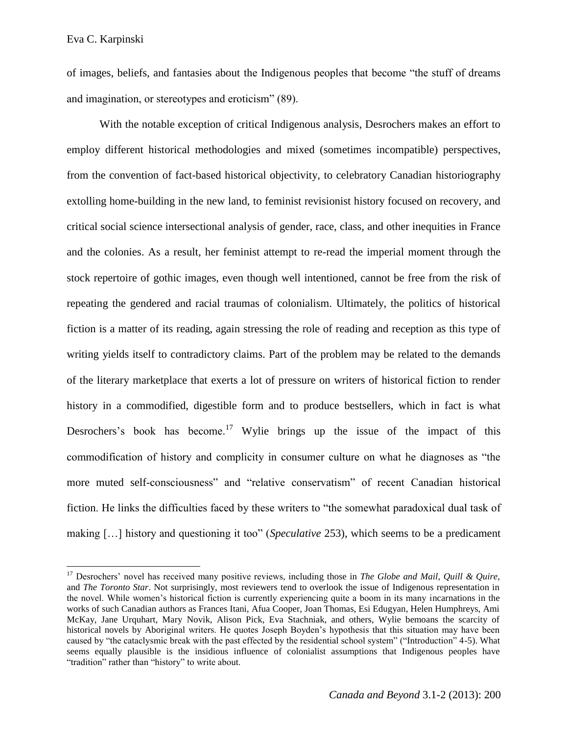of images, beliefs, and fantasies about the Indigenous peoples that become "the stuff of dreams and imagination, or stereotypes and eroticism" (89).

With the notable exception of critical Indigenous analysis, Desrochers makes an effort to employ different historical methodologies and mixed (sometimes incompatible) perspectives, from the convention of fact-based historical objectivity, to celebratory Canadian historiography extolling home-building in the new land, to feminist revisionist history focused on recovery, and critical social science intersectional analysis of gender, race, class, and other inequities in France and the colonies. As a result, her feminist attempt to re-read the imperial moment through the stock repertoire of gothic images, even though well intentioned, cannot be free from the risk of repeating the gendered and racial traumas of colonialism. Ultimately, the politics of historical fiction is a matter of its reading, again stressing the role of reading and reception as this type of writing yields itself to contradictory claims. Part of the problem may be related to the demands of the literary marketplace that exerts a lot of pressure on writers of historical fiction to render history in a commodified, digestible form and to produce bestsellers, which in fact is what Desrochers's book has become.[17] Wylie brings up the issue of the impact of this commodification of history and complicity in consumer culture on what he diagnoses as "the more muted self-consciousness" and "relative conservatism" of recent Canadian historical fiction. He links the difficulties faced by these writers to "the somewhat paradoxical dual task of making […] history and questioning it too" (*Speculative* 253), which seems to be a predicament

[17] Desrochers' novel has received many positive reviews, including those in *The Globe and Mail*, *Quill & Quire*, and *The Toronto Star*. Not surprisingly, most reviewers tend to overlook the issue of Indigenous representation in the novel. While women's historical fiction is currently experiencing quite a boom in its many incarnations in the works of such Canadian authors as Frances Itani, Afua Cooper, Joan Thomas, Esi Edugyan, Helen Humphreys, Ami McKay, Jane Urquhart, Mary Novik, Alison Pick, Eva Stachniak, and others, Wylie bemoans the scarcity of historical novels by Aboriginal writers. He quotes Joseph Boyden's hypothesis that this situation may have been caused by "the cataclysmic break with the past effected by the residential school system" ("Introduction" 4-5). What seems equally plausible is the insidious influence of colonialist assumptions that Indigenous peoples have "tradition" rather than "history" to write about.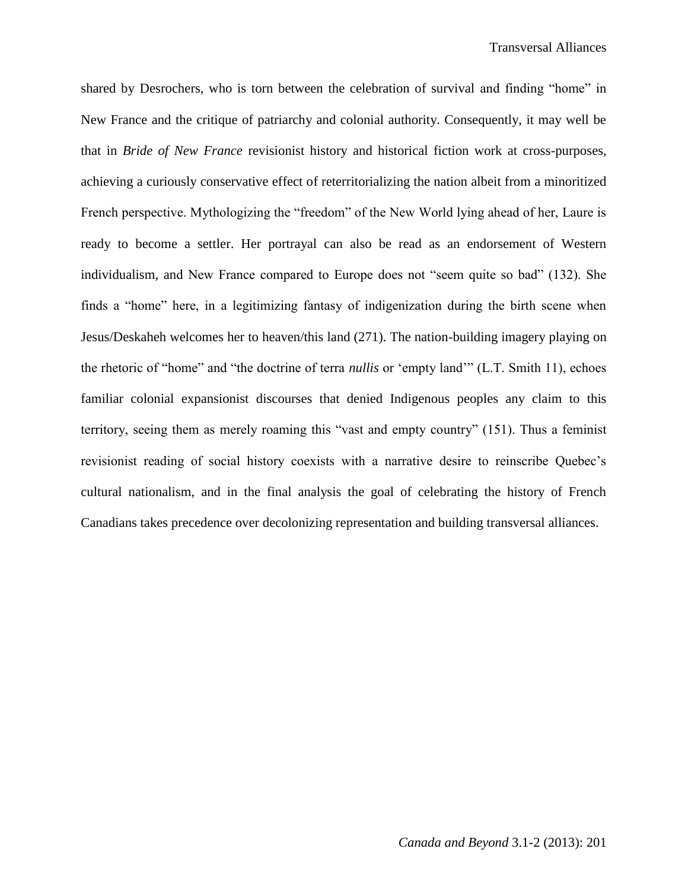shared by Desrochers, who is torn between the celebration of survival and finding "home" in New France and the critique of patriarchy and colonial authority. Consequently, it may well be that in *Bride of New France* revisionist history and historical fiction work at cross-purposes, achieving a curiously conservative effect of reterritorializing the nation albeit from a minoritized French perspective. Mythologizing the "freedom" of the New World lying ahead of her, Laure is ready to become a settler. Her portrayal can also be read as an endorsement of Western individualism, and New France compared to Europe does not "seem quite so bad" (132). She finds a "home" here, in a legitimizing fantasy of indigenization during the birth scene when Jesus/Deskaheh welcomes her to heaven/this land (271). The nation-building imagery playing on the rhetoric of "home" and "the doctrine of terra *nullis* or 'empty land'" (L.T. Smith 11), echoes familiar colonial expansionist discourses that denied Indigenous peoples any claim to this territory, seeing them as merely roaming this "vast and empty country" (151). Thus a feminist revisionist reading of social history coexists with a narrative desire to reinscribe Quebec's cultural nationalism, and in the final analysis the goal of celebrating the history of French Canadians takes precedence over decolonizing representation and building transversal alliances.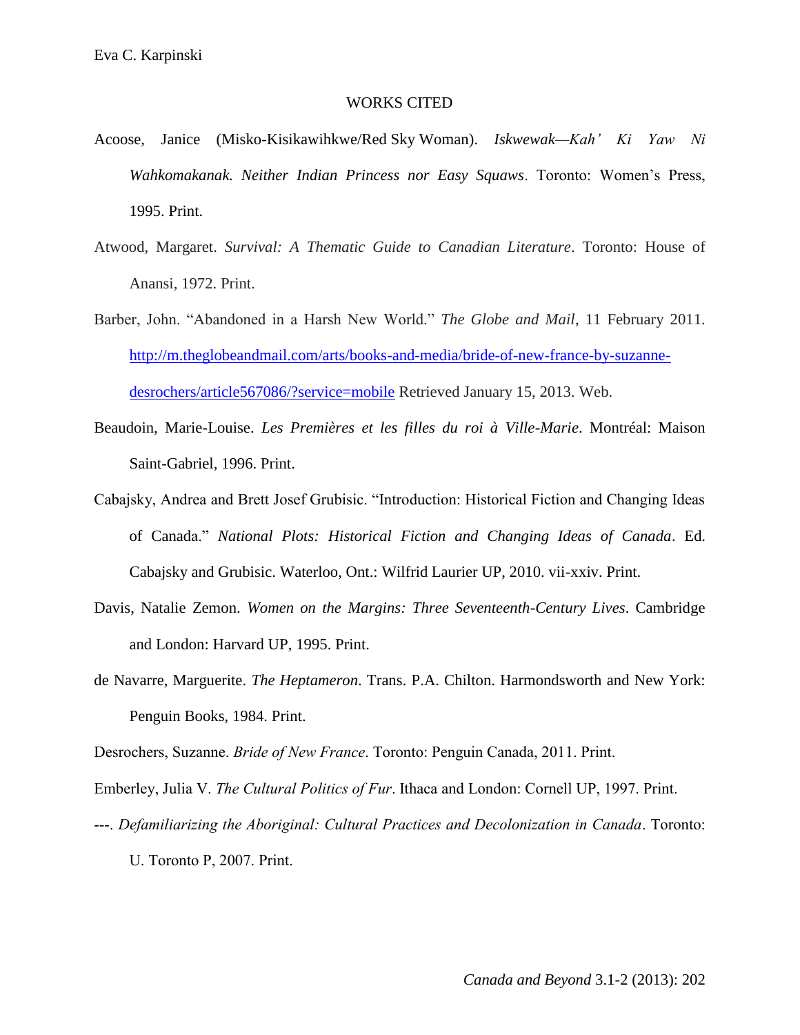## WORKS CITED

Acoose, Janice (Misko-Kisikawihkwe/Red Sky Woman). *Iskwewak—Kah' Ki Yaw Ni Wahkomakanak. Neither Indian Princess nor Easy Squaws*. Toronto: Women's Press, 1995. Print.

Atwood, Margaret. *Survival: A Thematic Guide to Canadian Literature*. Toronto: House of Anansi, 1972. Print.

Barber, John. "Abandoned in a Harsh New World." *The Globe and Mail*, 11 February 2011. http://m.theglobeandmail.com/arts/books-and-media/bride-of-new-france-by-suzanne-desrochers/article567086/?service=mobile Retrieved January 15, 2013. Web.

Beaudoin, Marie-Louise. *Les Premières et les filles du roi à Ville-Marie*. Montréal: Maison Saint-Gabriel, 1996. Print.

Cabajsky, Andrea and Brett Josef Grubisic. "Introduction: Historical Fiction and Changing Ideas of Canada." *National Plots: Historical Fiction and Changing Ideas of Canada*. Ed. Cabajsky and Grubisic. Waterloo, Ont.: Wilfrid Laurier UP, 2010. vii-xxiv. Print.

Davis, Natalie Zemon. *Women on the Margins: Three Seventeenth-Century Lives*. Cambridge and London: Harvard UP, 1995. Print.

de Navarre, Marguerite. *The Heptameron*. Trans. P.A. Chilton. Harmondsworth and New York: Penguin Books, 1984. Print.

Desrochers, Suzanne. *Bride of New France*. Toronto: Penguin Canada, 2011. Print.

Emberley, Julia V. *The Cultural Politics of Fur*. Ithaca and London: Cornell UP, 1997. Print.

---. *Defamiliarizing the Aboriginal: Cultural Practices and Decolonization in Canada*. Toronto: U. Toronto P, 2007. Print.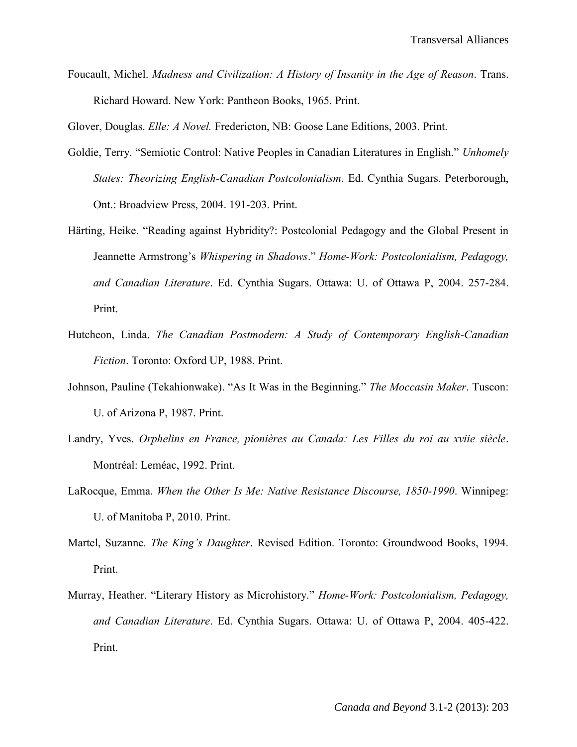Foucault, Michel. *Madness and Civilization: A History of Insanity in the Age of Reason*. Trans. Richard Howard. New York: Pantheon Books, 1965. Print.

Glover, Douglas. *Elle: A Novel.* Fredericton, NB: Goose Lane Editions, 2003. Print.

Goldie, Terry. "Semiotic Control: Native Peoples in Canadian Literatures in English." *Unhomely States: Theorizing English-Canadian Postcolonialism*. Ed. Cynthia Sugars. Peterborough, Ont.: Broadview Press, 2004. 191-203. Print.

Härting, Heike. "Reading against Hybridity?: Postcolonial Pedagogy and the Global Present in Jeannette Armstrong's *Whispering in Shadows*." *Home-Work: Postcolonialism, Pedagogy, and Canadian Literature*. Ed. Cynthia Sugars. Ottawa: U. of Ottawa P, 2004. 257-284. Print.

Hutcheon, Linda. *The Canadian Postmodern: A Study of Contemporary English-Canadian Fiction*. Toronto: Oxford UP, 1988. Print.

Johnson, Pauline (Tekahionwake). "As It Was in the Beginning." *The Moccasin Maker*. Tuscon: U. of Arizona P, 1987. Print.

Landry, Yves. *Orphelins en France, pionières au Canada: Les Filles du roi au xviie siècle*. Montréal: Leméac, 1992. Print.

LaRocque, Emma. *When the Other Is Me: Native Resistance Discourse, 1850-1990*. Winnipeg: U. of Manitoba P, 2010. Print.

Martel, Suzanne*.* *The King's Daughter*. Revised Edition. Toronto: Groundwood Books, 1994. Print.

Murray, Heather. "Literary History as Microhistory." *Home-Work: Postcolonialism, Pedagogy, and Canadian Literature*. Ed. Cynthia Sugars. Ottawa: U. of Ottawa P, 2004. 405-422. Print.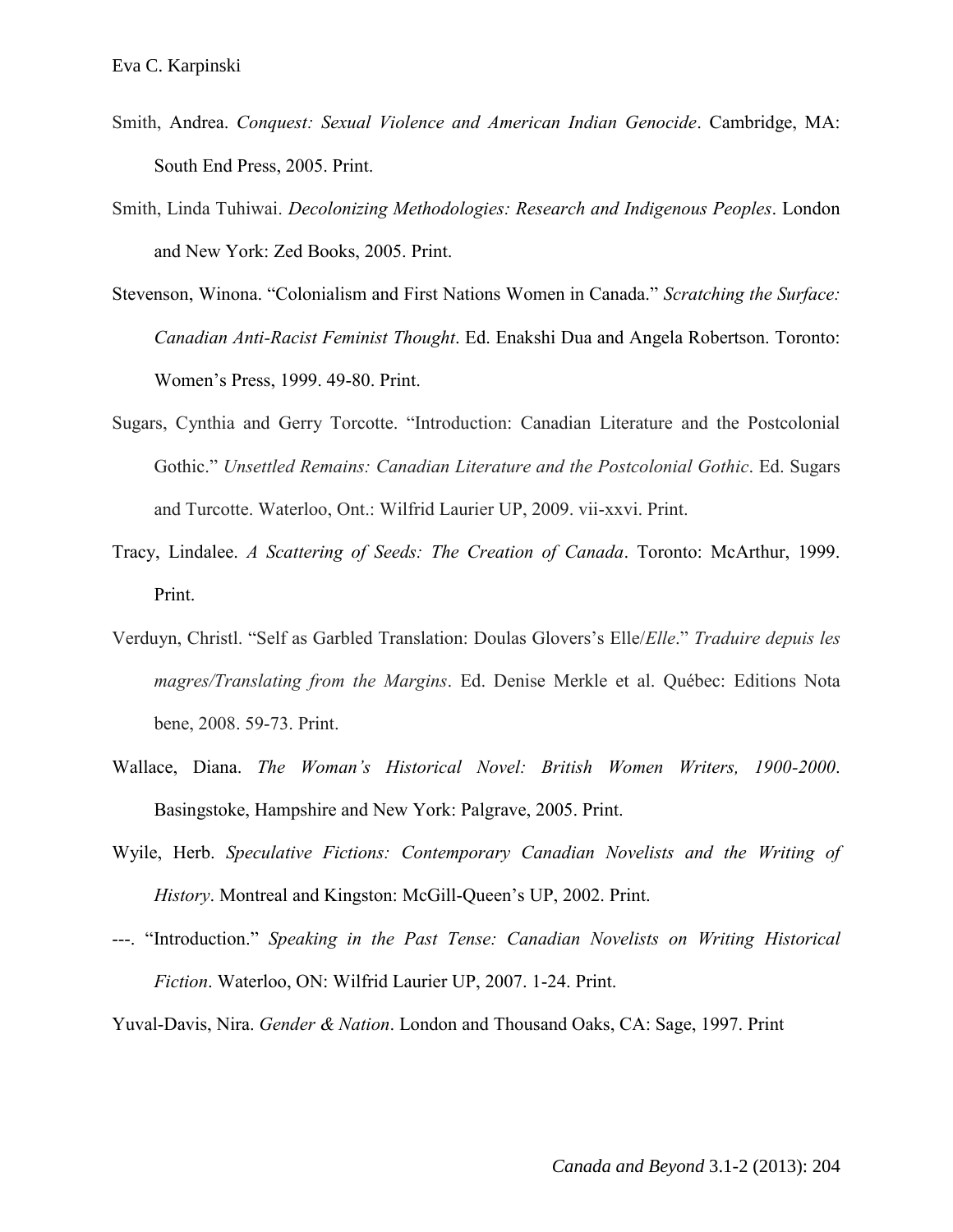Smith, Andrea. *Conquest: Sexual Violence and American Indian Genocide*. Cambridge, MA: South End Press, 2005. Print.

Smith, Linda Tuhiwai. *Decolonizing Methodologies: Research and Indigenous Peoples*. London and New York: Zed Books, 2005. Print.

Stevenson, Winona. "Colonialism and First Nations Women in Canada." *Scratching the Surface: Canadian Anti-Racist Feminist Thought*. Ed. Enakshi Dua and Angela Robertson. Toronto: Women's Press, 1999. 49-80. Print.

Sugars, Cynthia and Gerry Torcotte. "Introduction: Canadian Literature and the Postcolonial Gothic." *Unsettled Remains: Canadian Literature and the Postcolonial Gothic*. Ed. Sugars and Turcotte. Waterloo, Ont.: Wilfrid Laurier UP, 2009. vii-xxvi. Print.

Tracy, Lindalee. *A Scattering of Seeds: The Creation of Canada*. Toronto: McArthur, 1999. Print.

Verduyn, Christl. "Self as Garbled Translation: Doulas Glovers's Elle/*Elle*." *Traduire depuis les magres/Translating from the Margins*. Ed. Denise Merkle et al. Québec: Editions Nota bene, 2008. 59-73. Print.

Wallace, Diana. *The Woman's Historical Novel: British Women Writers, 1900-2000*. Basingstoke, Hampshire and New York: Palgrave, 2005. Print.

Wyile, Herb. *Speculative Fictions: Contemporary Canadian Novelists and the Writing of History*. Montreal and Kingston: McGill-Queen's UP, 2002. Print.

---. "Introduction." *Speaking in the Past Tense: Canadian Novelists on Writing Historical Fiction*. Waterloo, ON: Wilfrid Laurier UP, 2007. 1-24. Print.

Yuval-Davis, Nira. *Gender & Nation*. London and Thousand Oaks, CA: Sage, 1997. Print